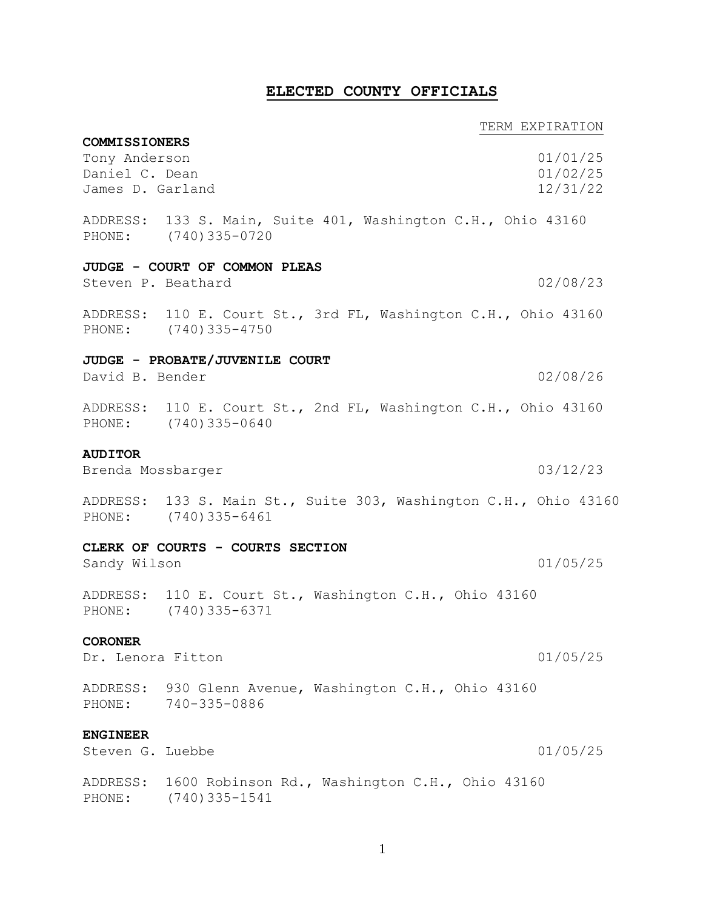# ELECTED COUNTY OFFICIALS

TERM EXPIRATION

**COMMISSIONERS**

| Name | Term Expiration |
|---|---|
| Tony Anderson | 01/01/25 |
| Daniel C. Dean | 01/02/25 |
| James D. Garland | 12/31/22 |

ADDRESS: 133 S. Main, Suite 401, Washington C.H., Ohio 43160
PHONE: (740)335-0720

**JUDGE - COURT OF COMMON PLEAS**

Steven P. Beathard — 02/08/23

ADDRESS: 110 E. Court St., 3rd FL, Washington C.H., Ohio 43160
PHONE: (740)335-4750

**JUDGE - PROBATE/JUVENILE COURT**

David B. Bender — 02/08/26

ADDRESS: 110 E. Court St., 2nd FL, Washington C.H., Ohio 43160
PHONE: (740)335-0640

**AUDITOR**

Brenda Mossbarger — 03/12/23

ADDRESS: 133 S. Main St., Suite 303, Washington C.H., Ohio 43160
PHONE: (740)335-6461

**CLERK OF COURTS - COURTS SECTION**

Sandy Wilson — 01/05/25

ADDRESS: 110 E. Court St., Washington C.H., Ohio 43160
PHONE: (740)335-6371

**CORONER**

Dr. Lenora Fitton — 01/05/25

ADDRESS: 930 Glenn Avenue, Washington C.H., Ohio 43160
PHONE: 740-335-0886

**ENGINEER**

Steven G. Luebbe — 01/05/25

ADDRESS: 1600 Robinson Rd., Washington C.H., Ohio 43160
PHONE: (740)335-1541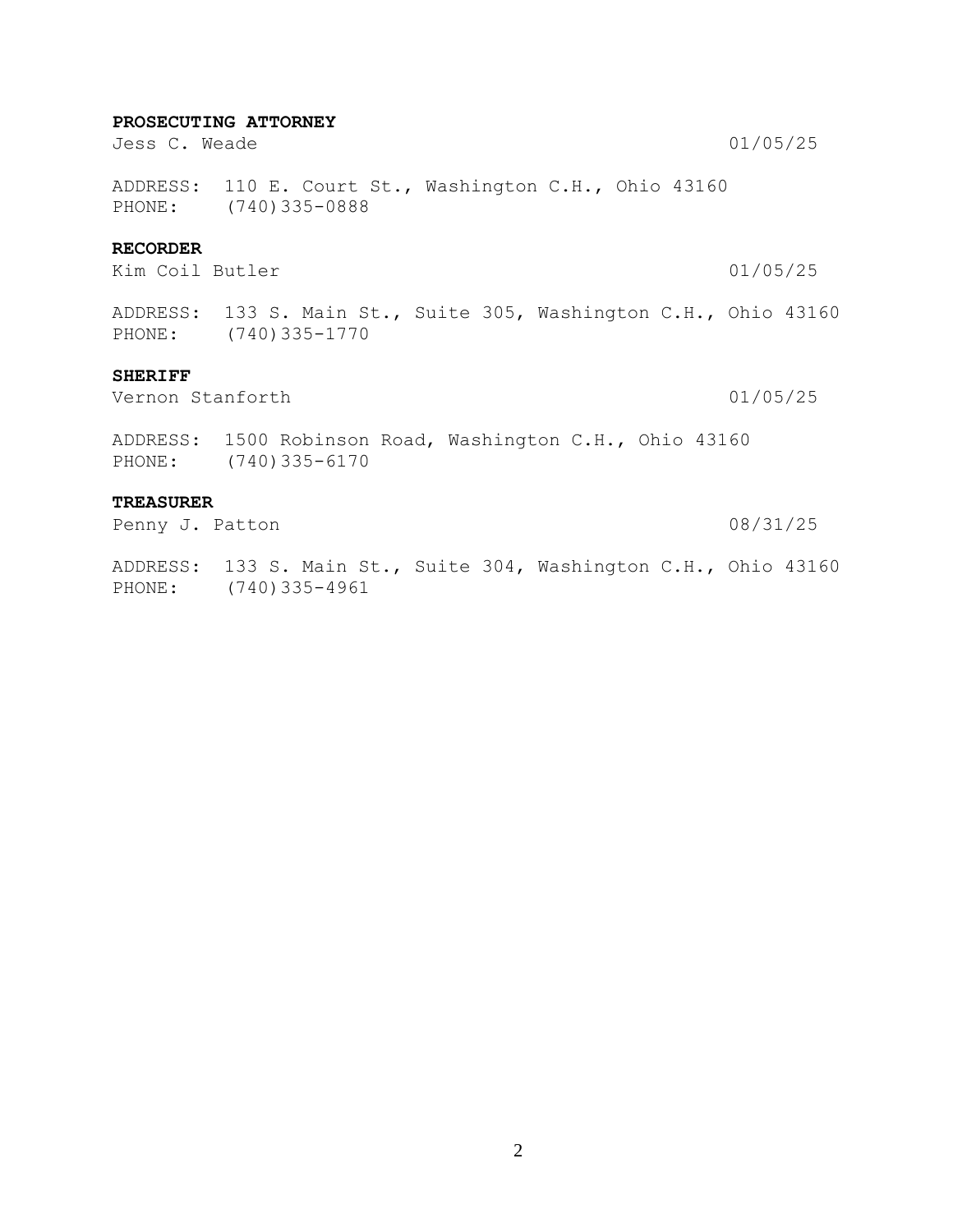**PROSECUTING ATTORNEY**

Jess C. Weade 01/05/25

ADDRESS: 110 E. Court St., Washington C.H., Ohio 43160
PHONE: (740)335-0888

**RECORDER**

Kim Coil Butler 01/05/25

ADDRESS: 133 S. Main St., Suite 305, Washington C.H., Ohio 43160
PHONE: (740)335-1770

**SHERIFF**

Vernon Stanforth 01/05/25

ADDRESS: 1500 Robinson Road, Washington C.H., Ohio 43160
PHONE: (740)335-6170

**TREASURER**

Penny J. Patton 08/31/25

ADDRESS: 133 S. Main St., Suite 304, Washington C.H., Ohio 43160
PHONE: (740)335-4961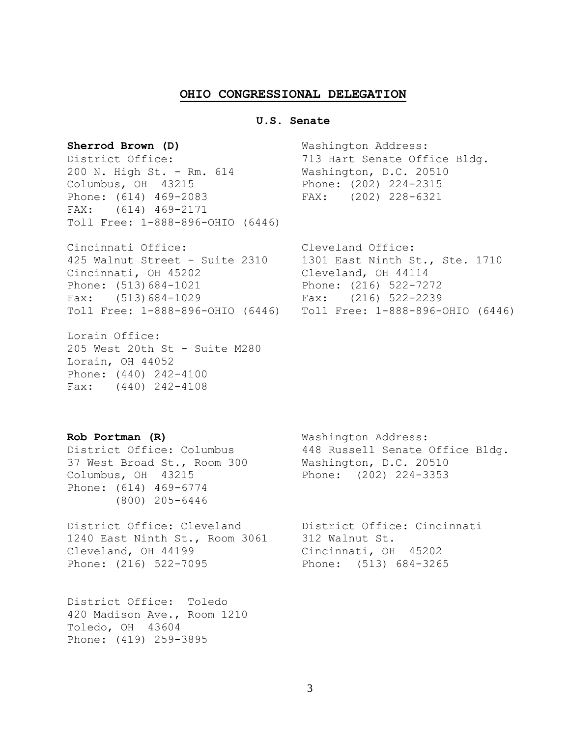# OHIO CONGRESSIONAL DELEGATION

## U.S. Senate

**Sherrod Brown (D)**

District Office:
200 N. High St. - Rm. 614
Columbus, OH 43215
Phone: (614) 469-2083
FAX: (614) 469-2171
Toll Free: 1-888-896-OHIO (6446)

Washington Address:
713 Hart Senate Office Bldg.
Washington, D.C. 20510
Phone: (202) 224-2315
FAX: (202) 228-6321

Cincinnati Office:
425 Walnut Street - Suite 2310
Cincinnati, OH 45202
Phone: (513)684-1021
Fax: (513)684-1029
Toll Free: 1-888-896-OHIO (6446)

Cleveland Office:
1301 East Ninth St., Ste. 1710
Cleveland, OH 44114
Phone: (216) 522-7272
Fax: (216) 522-2239
Toll Free: 1-888-896-OHIO (6446)

Lorain Office:
205 West 20th St - Suite M280
Lorain, OH 44052
Phone: (440) 242-4100
Fax: (440) 242-4108

**Rob Portman (R)**

District Office: Columbus
37 West Broad St., Room 300
Columbus, OH 43215
Phone: (614) 469-6774
(800) 205-6446

Washington Address:
448 Russell Senate Office Bldg.
Washington, D.C. 20510
Phone: (202) 224-3353

District Office: Cleveland
1240 East Ninth St., Room 3061
Cleveland, OH 44199
Phone: (216) 522-7095

District Office: Cincinnati
312 Walnut St.
Cincinnati, OH 45202
Phone: (513) 684-3265

District Office: Toledo
420 Madison Ave., Room 1210
Toledo, OH 43604
Phone: (419) 259-3895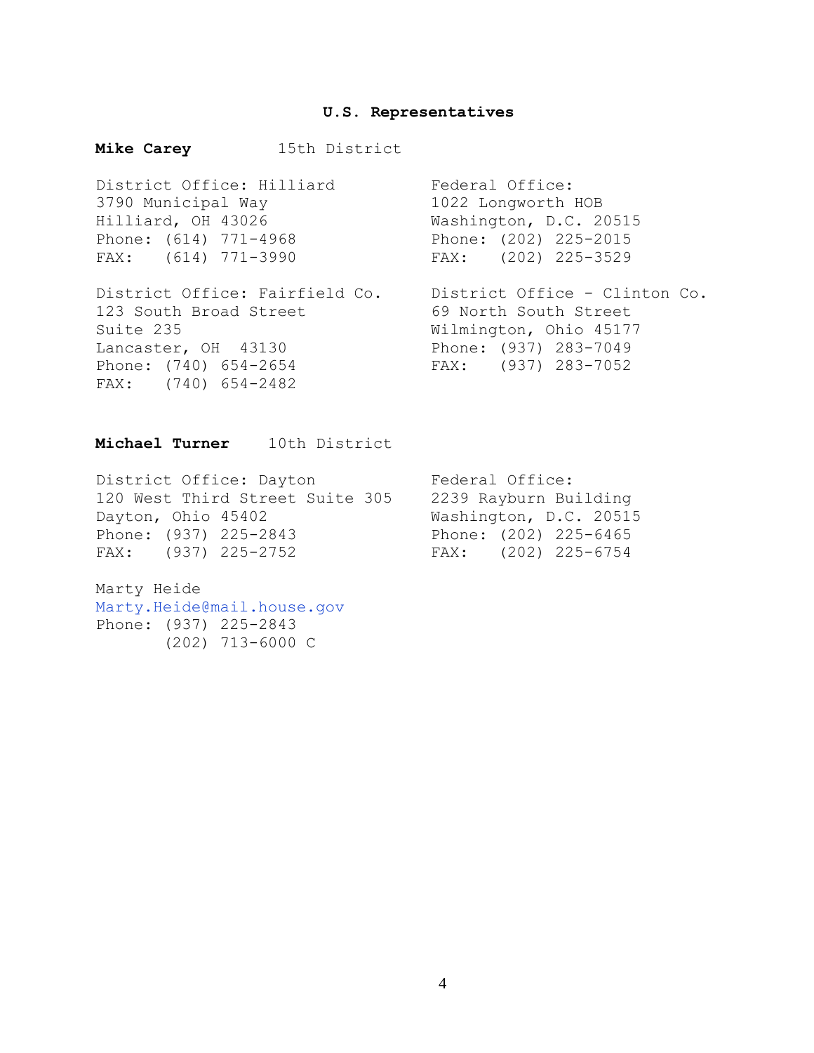## U.S. Representatives

**Mike Carey** 15th District

District Office: Hilliard
3790 Municipal Way
Hilliard, OH 43026
Phone: (614) 771-4968
FAX: (614) 771-3990

Federal Office:
1022 Longworth HOB
Washington, D.C. 20515
Phone: (202) 225-2015
FAX: (202) 225-3529

District Office: Fairfield Co.
123 South Broad Street
Suite 235
Lancaster, OH 43130
Phone: (740) 654-2654
FAX: (740) 654-2482

District Office - Clinton Co.
69 North South Street
Wilmington, Ohio 45177
Phone: (937) 283-7049
FAX: (937) 283-7052

**Michael Turner** 10th District

District Office: Dayton
120 West Third Street Suite 305
Dayton, Ohio 45402
Phone: (937) 225-2843
FAX: (937) 225-2752

Federal Office:
2239 Rayburn Building
Washington, D.C. 20515
Phone: (202) 225-6465
FAX: (202) 225-6754

Marty Heide
Marty.Heide@mail.house.gov
Phone: (937) 225-2843
(202) 713-6000 C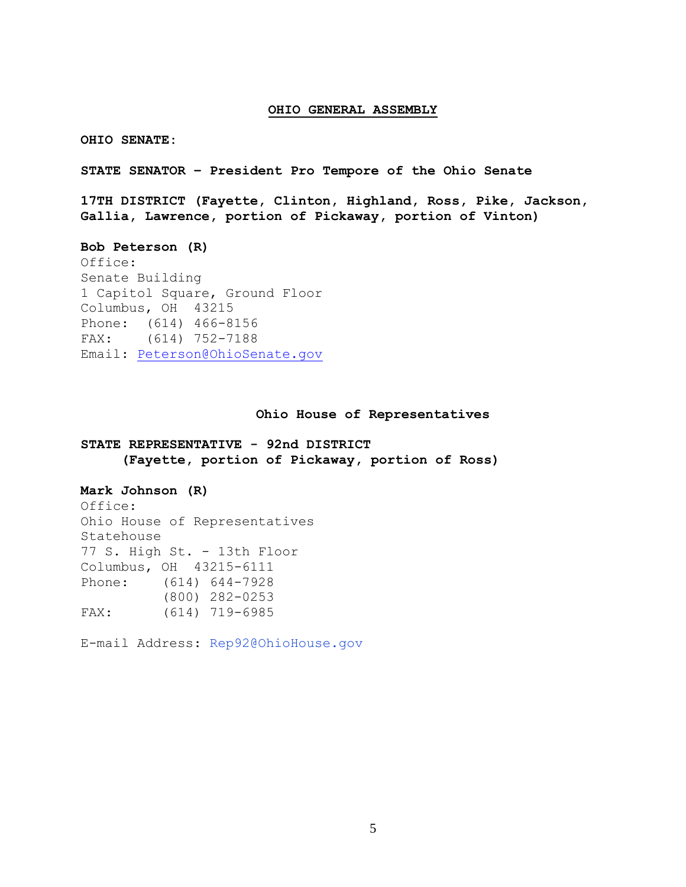# OHIO GENERAL ASSEMBLY

## OHIO SENATE:

**STATE SENATOR – President Pro Tempore of the Ohio Senate**

**17TH DISTRICT (Fayette, Clinton, Highland, Ross, Pike, Jackson, Gallia, Lawrence, portion of Pickaway, portion of Vinton)**

**Bob Peterson (R)**
Office:
Senate Building
1 Capitol Square, Ground Floor
Columbus, OH 43215
Phone: (614) 466-8156
FAX: (614) 752-7188
Email: Peterson@OhioSenate.gov

## Ohio House of Representatives

**STATE REPRESENTATIVE - 92nd DISTRICT**
**(Fayette, portion of Pickaway, portion of Ross)**

**Mark Johnson (R)**
Office:
Ohio House of Representatives
Statehouse
77 S. High St. - 13th Floor
Columbus, OH 43215-6111
Phone: (614) 644-7928
(800) 282-0253
FAX: (614) 719-6985

E-mail Address: Rep92@OhioHouse.gov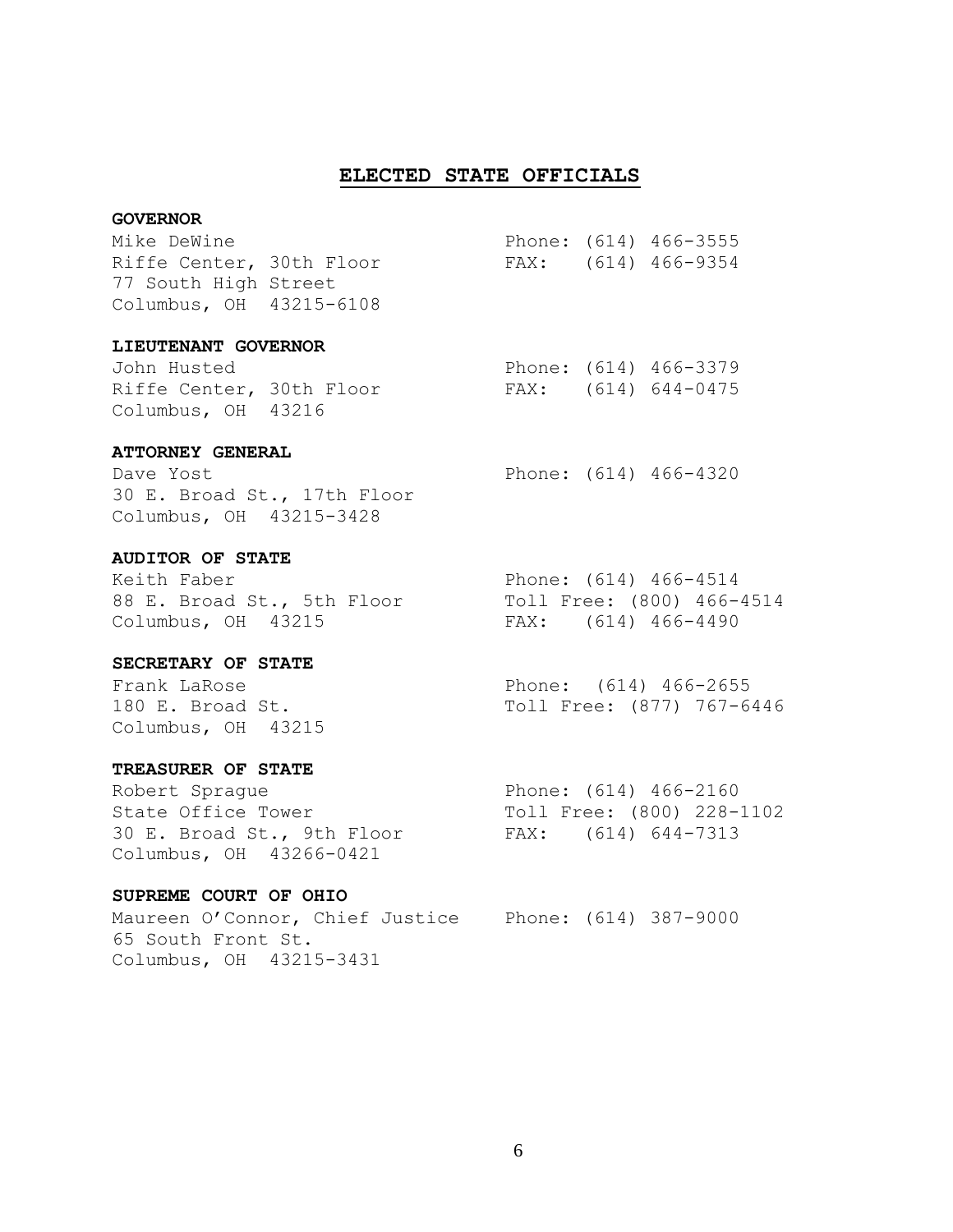# ELECTED STATE OFFICIALS

**GOVERNOR**

Mike DeWine
Riffe Center, 30th Floor
77 South High Street
Columbus, OH 43215-6108

Phone: (614) 466-3555
FAX: (614) 466-9354

**LIEUTENANT GOVERNOR**

John Husted
Riffe Center, 30th Floor
Columbus, OH 43216

Phone: (614) 466-3379
FAX: (614) 644-0475

**ATTORNEY GENERAL**

Dave Yost
30 E. Broad St., 17th Floor
Columbus, OH 43215-3428

Phone: (614) 466-4320

**AUDITOR OF STATE**

Keith Faber
88 E. Broad St., 5th Floor
Columbus, OH 43215

Phone: (614) 466-4514
Toll Free: (800) 466-4514
FAX: (614) 466-4490

**SECRETARY OF STATE**

Frank LaRose
180 E. Broad St.
Columbus, OH 43215

Phone: (614) 466-2655
Toll Free: (877) 767-6446

**TREASURER OF STATE**

Robert Sprague
State Office Tower
30 E. Broad St., 9th Floor
Columbus, OH 43266-0421

Phone: (614) 466-2160
Toll Free: (800) 228-1102
FAX: (614) 644-7313

**SUPREME COURT OF OHIO**

Maureen O'Connor, Chief Justice
65 South Front St.
Columbus, OH 43215-3431

Phone: (614) 387-9000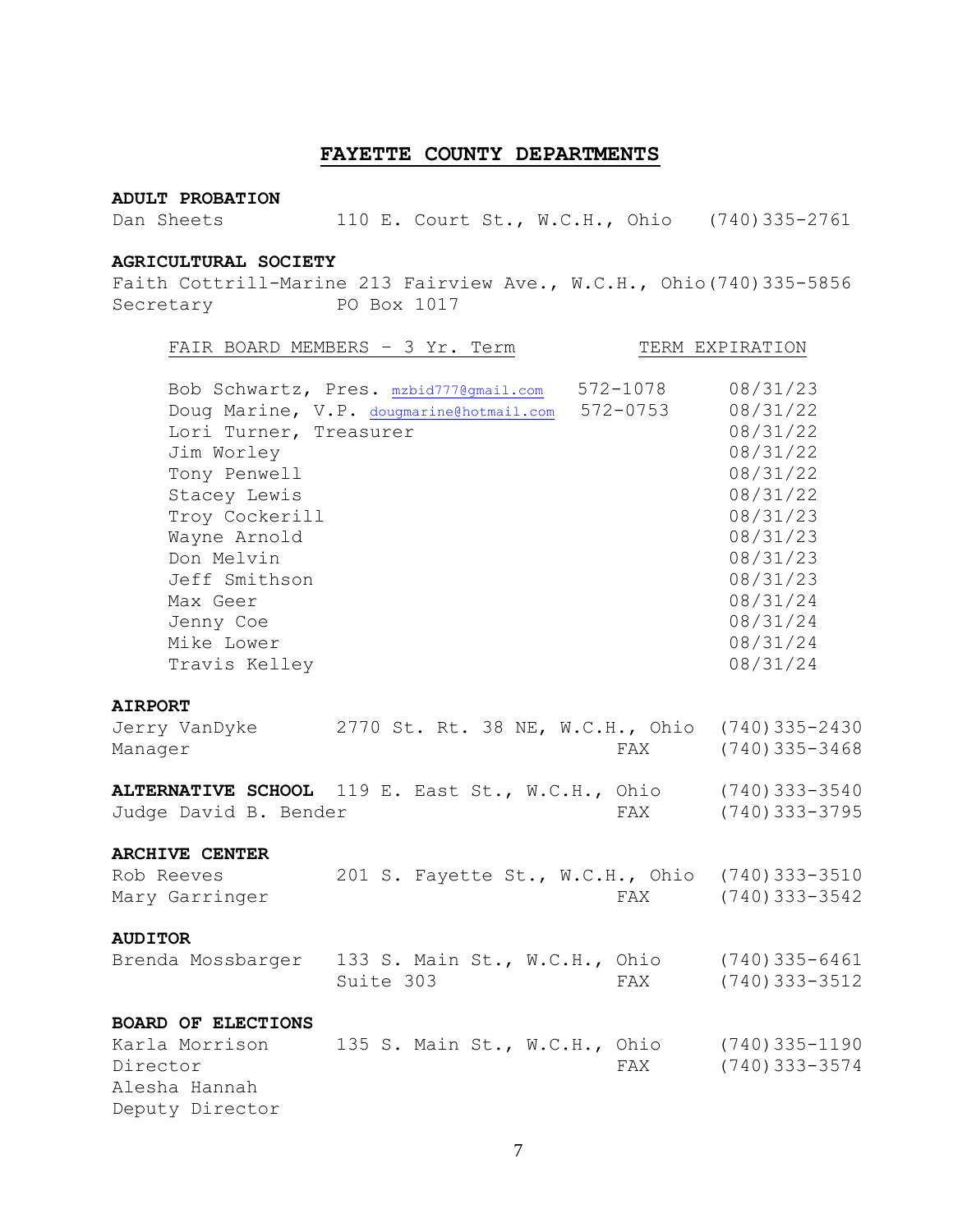# FAYETTE COUNTY DEPARTMENTS

**ADULT PROBATION**
Dan Sheets  110 E. Court St., W.C.H., Ohio  (740)335-2761

**AGRICULTURAL SOCIETY**
Faith Cottrill-Marine 213 Fairview Ave., W.C.H., Ohio (740)335-5856
Secretary  PO Box 1017

| FAIR BOARD MEMBERS – 3 Yr. Term | | | TERM EXPIRATION |
|---|---|---|---|
| Bob Schwartz, Pres. | mzbid777@gmail.com | 572-1078 | 08/31/23 |
| Doug Marine, V.P. | dougmarine@hotmail.com | 572-0753 | 08/31/22 |
| Lori Turner, Treasurer | | | 08/31/22 |
| Jim Worley | | | 08/31/22 |
| Tony Penwell | | | 08/31/22 |
| Stacey Lewis | | | 08/31/22 |
| Troy Cockerill | | | 08/31/23 |
| Wayne Arnold | | | 08/31/23 |
| Don Melvin | | | 08/31/23 |
| Jeff Smithson | | | 08/31/23 |
| Max Geer | | | 08/31/24 |
| Jenny Coe | | | 08/31/24 |
| Mike Lower | | | 08/31/24 |
| Travis Kelley | | | 08/31/24 |

**AIRPORT**
Jerry VanDyke  2770 St. Rt. 38 NE, W.C.H., Ohio  (740)335-2430
Manager  FAX  (740)335-3468

**ALTERNATIVE SCHOOL**  119 E. East St., W.C.H., Ohio  (740)333-3540
Judge David B. Bender  FAX  (740)333-3795

**ARCHIVE CENTER**
Rob Reeves  201 S. Fayette St., W.C.H., Ohio  (740)333-3510
Mary Garringer  FAX  (740)333-3542

**AUDITOR**
Brenda Mossbarger  133 S. Main St., W.C.H., Ohio  (740)335-6461
Suite 303  FAX  (740)333-3512

**BOARD OF ELECTIONS**
Karla Morrison  135 S. Main St., W.C.H., Ohio  (740)335-1190
Director  FAX  (740)333-3574
Alesha Hannah
Deputy Director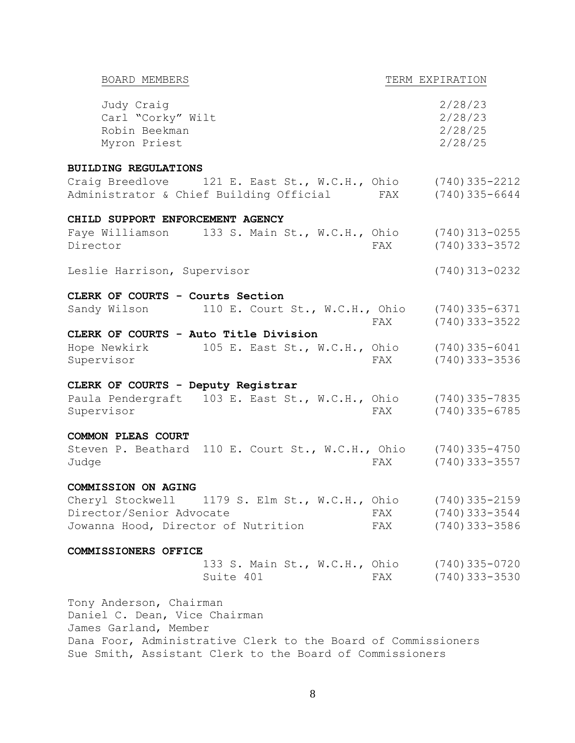| BOARD MEMBERS | TERM EXPIRATION |
|---|---|
| Judy Craig | 2/28/23 |
| Carl "Corky" Wilt | 2/28/23 |
| Robin Beekman | 2/28/25 |
| Myron Priest | 2/28/25 |

**BUILDING REGULATIONS**

Craig Breedlove 121 E. East St., W.C.H., Ohio (740)335-2212
Administrator & Chief Building Official FAX (740)335-6644

**CHILD SUPPORT ENFORCEMENT AGENCY**

Faye Williamson 133 S. Main St., W.C.H., Ohio (740)313-0255
Director FAX (740)333-3572

Leslie Harrison, Supervisor (740)313-0232

**CLERK OF COURTS - Courts Section**

Sandy Wilson 110 E. Court St., W.C.H., Ohio (740)335-6371
FAX (740)333-3522

**CLERK OF COURTS - Auto Title Division**

Hope Newkirk 105 E. East St., W.C.H., Ohio (740)335-6041
Supervisor FAX (740)333-3536

**CLERK OF COURTS - Deputy Registrar**

Paula Pendergraft 103 E. East St., W.C.H., Ohio (740)335-7835
Supervisor FAX (740)335-6785

**COMMON PLEAS COURT**

Steven P. Beathard 110 E. Court St., W.C.H., Ohio (740)335-4750
Judge FAX (740)333-3557

**COMMISSION ON AGING**

Cheryl Stockwell 1179 S. Elm St., W.C.H., Ohio (740)335-2159
Director/Senior Advocate FAX (740)333-3544
Jowanna Hood, Director of Nutrition FAX (740)333-3586

**COMMISSIONERS OFFICE**

133 S. Main St., W.C.H., Ohio (740)335-0720
Suite 401 FAX (740)333-3530

Tony Anderson, Chairman
Daniel C. Dean, Vice Chairman
James Garland, Member
Dana Foor, Administrative Clerk to the Board of Commissioners
Sue Smith, Assistant Clerk to the Board of Commissioners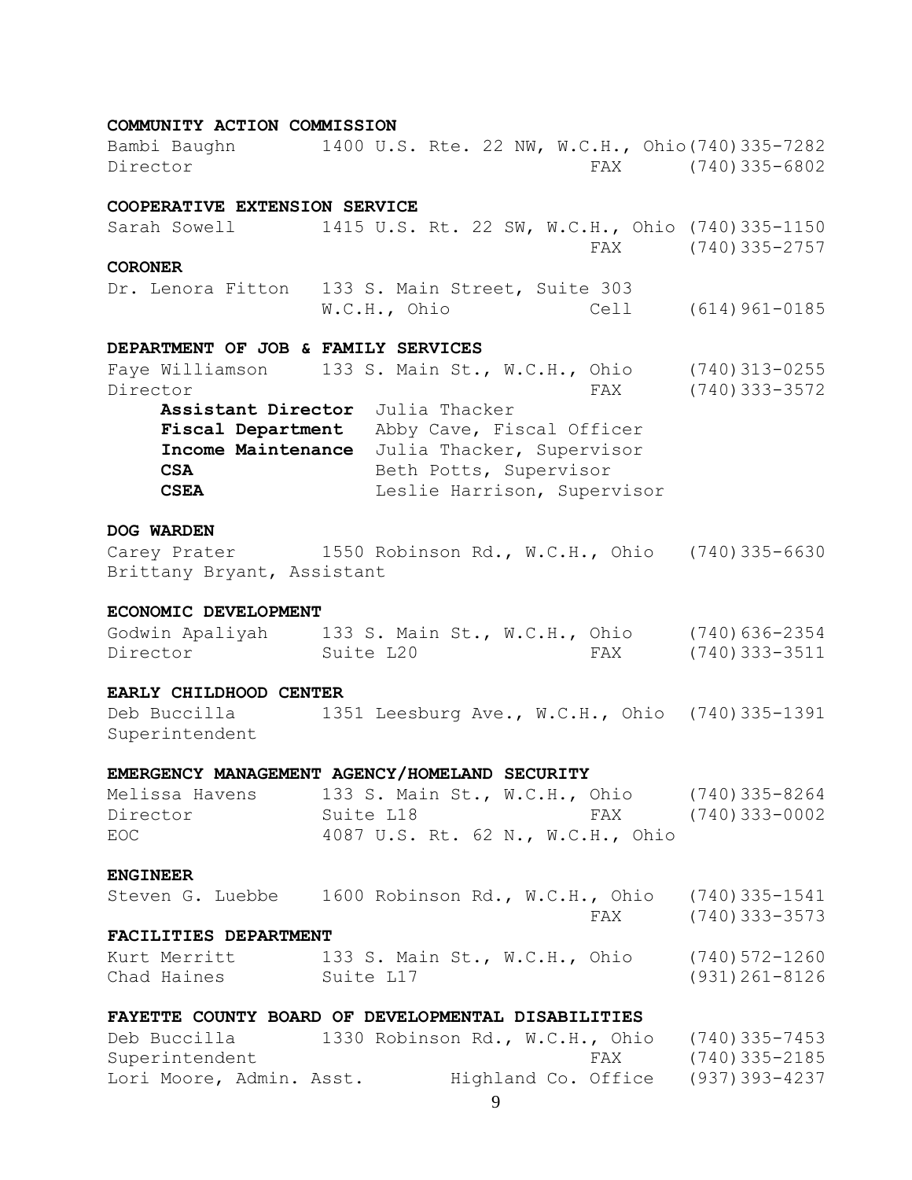**COMMUNITY ACTION COMMISSION**

Bambi Baughn 1400 U.S. Rte. 22 NW, W.C.H., Ohio (740)335-7282
Director FAX (740)335-6802

**COOPERATIVE EXTENSION SERVICE**

Sarah Sowell 1415 U.S. Rt. 22 SW, W.C.H., Ohio (740)335-1150
FAX (740)335-2757

**CORONER**

Dr. Lenora Fitton 133 S. Main Street, Suite 303
W.C.H., Ohio Cell (614)961-0185

**DEPARTMENT OF JOB & FAMILY SERVICES**

Faye Williamson 133 S. Main St., W.C.H., Ohio (740)313-0255
Director FAX (740)333-3572

- **Assistant Director** Julia Thacker
- **Fiscal Department** Abby Cave, Fiscal Officer
- **Income Maintenance** Julia Thacker, Supervisor
- **CSA** Beth Potts, Supervisor
- **CSEA** Leslie Harrison, Supervisor

**DOG WARDEN**

Carey Prater 1550 Robinson Rd., W.C.H., Ohio (740)335-6630
Brittany Bryant, Assistant

**ECONOMIC DEVELOPMENT**

Godwin Apaliyah 133 S. Main St., W.C.H., Ohio (740)636-2354
Director Suite L20 FAX (740)333-3511

**EARLY CHILDHOOD CENTER**

Deb Buccilla 1351 Leesburg Ave., W.C.H., Ohio (740)335-1391
Superintendent

**EMERGENCY MANAGEMENT AGENCY/HOMELAND SECURITY**

Melissa Havens 133 S. Main St., W.C.H., Ohio (740)335-8264
Director Suite L18 FAX (740)333-0002
EOC 4087 U.S. Rt. 62 N., W.C.H., Ohio

**ENGINEER**

Steven G. Luebbe 1600 Robinson Rd., W.C.H., Ohio (740)335-1541
FAX (740)333-3573

**FACILITIES DEPARTMENT**

Kurt Merritt 133 S. Main St., W.C.H., Ohio (740)572-1260
Chad Haines Suite L17 (931)261-8126

**FAYETTE COUNTY BOARD OF DEVELOPMENTAL DISABILITIES**

Deb Buccilla 1330 Robinson Rd., W.C.H., Ohio (740)335-7453
Superintendent FAX (740)335-2185
Lori Moore, Admin. Asst. Highland Co. Office (937)393-4237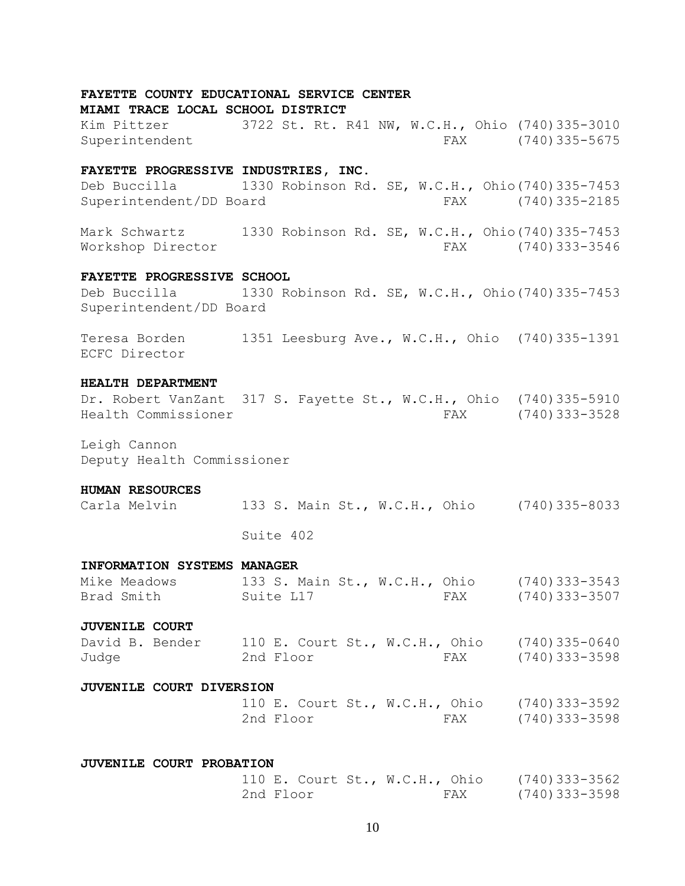**FAYETTE COUNTY EDUCATIONAL SERVICE CENTER**
**MIAMI TRACE LOCAL SCHOOL DISTRICT**

Kim Pittzer — 3722 St. Rt. R41 NW, W.C.H., Ohio (740)335-3010
Superintendent — FAX (740)335-5675

**FAYETTE PROGRESSIVE INDUSTRIES, INC.**

Deb Buccilla — 1330 Robinson Rd. SE, W.C.H., Ohio (740)335-7453
Superintendent/DD Board — FAX (740)335-2185

Mark Schwartz — 1330 Robinson Rd. SE, W.C.H., Ohio (740)335-7453
Workshop Director — FAX (740)333-3546

**FAYETTE PROGRESSIVE SCHOOL**

Deb Buccilla — 1330 Robinson Rd. SE, W.C.H., Ohio (740)335-7453
Superintendent/DD Board

Teresa Borden — 1351 Leesburg Ave., W.C.H., Ohio (740)335-1391
ECFC Director

**HEALTH DEPARTMENT**

Dr. Robert VanZant — 317 S. Fayette St., W.C.H., Ohio (740)335-5910
Health Commissioner — FAX (740)333-3528

Leigh Cannon
Deputy Health Commissioner

**HUMAN RESOURCES**

Carla Melvin — 133 S. Main St., W.C.H., Ohio (740)335-8033
Suite 402

**INFORMATION SYSTEMS MANAGER**

Mike Meadows — 133 S. Main St., W.C.H., Ohio (740)333-3543
Brad Smith — Suite L17 — FAX (740)333-3507

**JUVENILE COURT**

David B. Bender — 110 E. Court St., W.C.H., Ohio (740)335-0640
Judge — 2nd Floor — FAX (740)333-3598

**JUVENILE COURT DIVERSION**

110 E. Court St., W.C.H., Ohio (740)333-3592
2nd Floor — FAX (740)333-3598

**JUVENILE COURT PROBATION**

110 E. Court St., W.C.H., Ohio (740)333-3562
2nd Floor — FAX (740)333-3598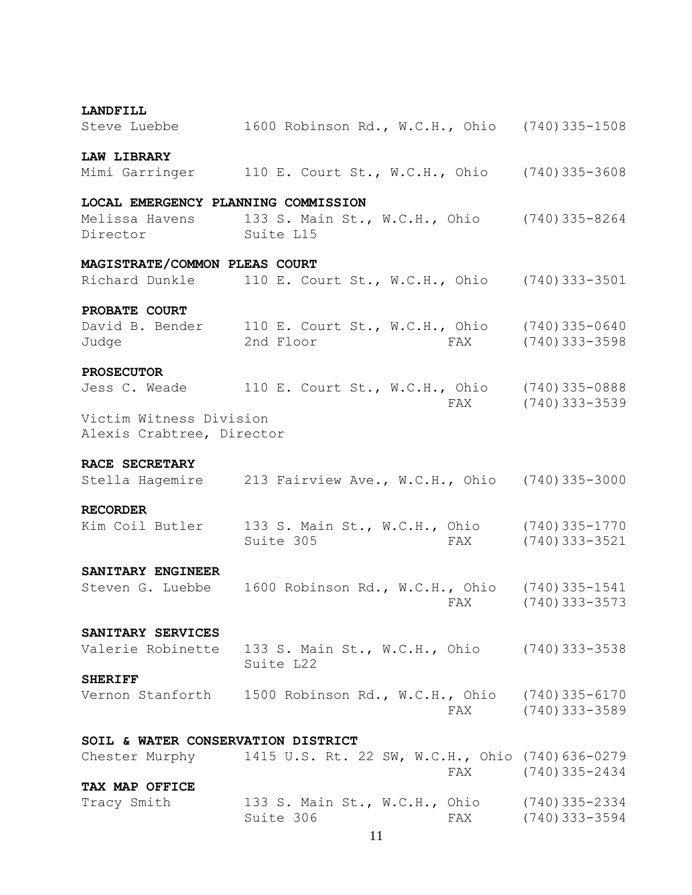**LANDFILL**

Steve Luebbe — 1600 Robinson Rd., W.C.H., Ohio — (740)335-1508

**LAW LIBRARY**

Mimi Garringer — 110 E. Court St., W.C.H., Ohio — (740)335-3608

**LOCAL EMERGENCY PLANNING COMMISSION**

Melissa Havens, Director — 133 S. Main St., W.C.H., Ohio, Suite L15 — (740)335-8264

**MAGISTRATE/COMMON PLEAS COURT**

Richard Dunkle — 110 E. Court St., W.C.H., Ohio — (740)333-3501

**PROBATE COURT**

David B. Bender, Judge — 110 E. Court St., W.C.H., Ohio, 2nd Floor — (740)335-0640, FAX (740)333-3598

**PROSECUTOR**

Jess C. Weade — 110 E. Court St., W.C.H., Ohio — (740)335-0888, FAX (740)333-3539

Victim Witness Division
Alexis Crabtree, Director

**RACE SECRETARY**

Stella Hagemire — 213 Fairview Ave., W.C.H., Ohio — (740)335-3000

**RECORDER**

Kim Coil Butler — 133 S. Main St., W.C.H., Ohio, Suite 305 — (740)335-1770, FAX (740)333-3521

**SANITARY ENGINEER**

Steven G. Luebbe — 1600 Robinson Rd., W.C.H., Ohio — (740)335-1541, FAX (740)333-3573

**SANITARY SERVICES**

Valerie Robinette — 133 S. Main St., W.C.H., Ohio, Suite L22 — (740)333-3538

**SHERIFF**

Vernon Stanforth — 1500 Robinson Rd., W.C.H., Ohio — (740)335-6170, FAX (740)333-3589

**SOIL & WATER CONSERVATION DISTRICT**

Chester Murphy — 1415 U.S. Rt. 22 SW, W.C.H., Ohio — (740)636-0279, FAX (740)335-2434

**TAX MAP OFFICE**

Tracy Smith — 133 S. Main St., W.C.H., Ohio, Suite 306 — (740)335-2334, FAX (740)333-3594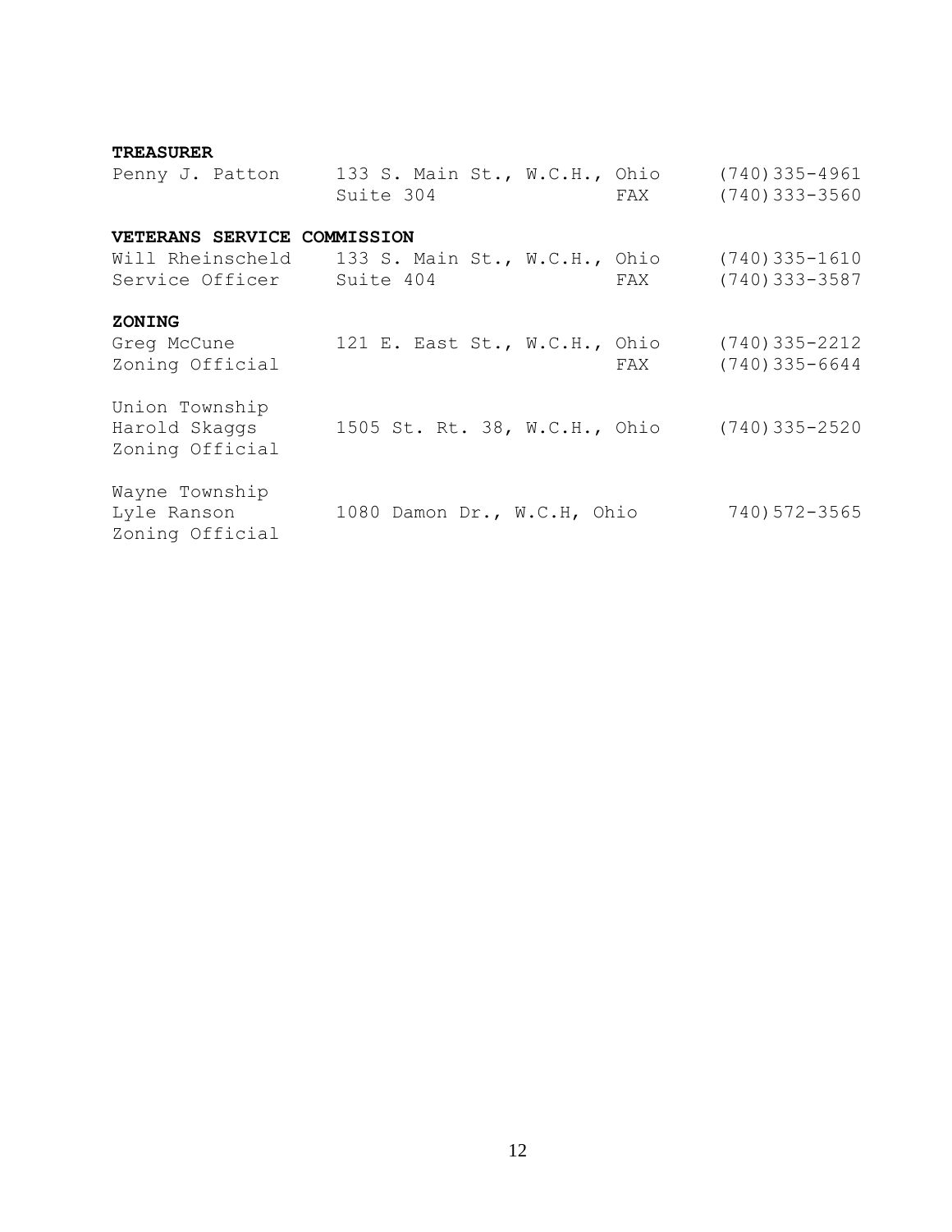**TREASURER**

| | | |
|---|---|---|
| Penny J. Patton | 133 S. Main St., W.C.H., Ohio | (740)335-4961 |
| | Suite 304 FAX | (740)333-3560 |

**VETERANS SERVICE COMMISSION**

| | | |
|---|---|---|
| Will Rheinscheld | 133 S. Main St., W.C.H., Ohio | (740)335-1610 |
| Service Officer | Suite 404 FAX | (740)333-3587 |

**ZONING**

| | | |
|---|---|---|
| Greg McCune | 121 E. East St., W.C.H., Ohio | (740)335-2212 |
| Zoning Official | FAX | (740)335-6644 |
| Union Township<br>Harold Skaggs<br>Zoning Official | 1505 St. Rt. 38, W.C.H., Ohio | (740)335-2520 |
| Wayne Township<br>Lyle Ranson<br>Zoning Official | 1080 Damon Dr., W.C.H, Ohio | 740)572-3565 |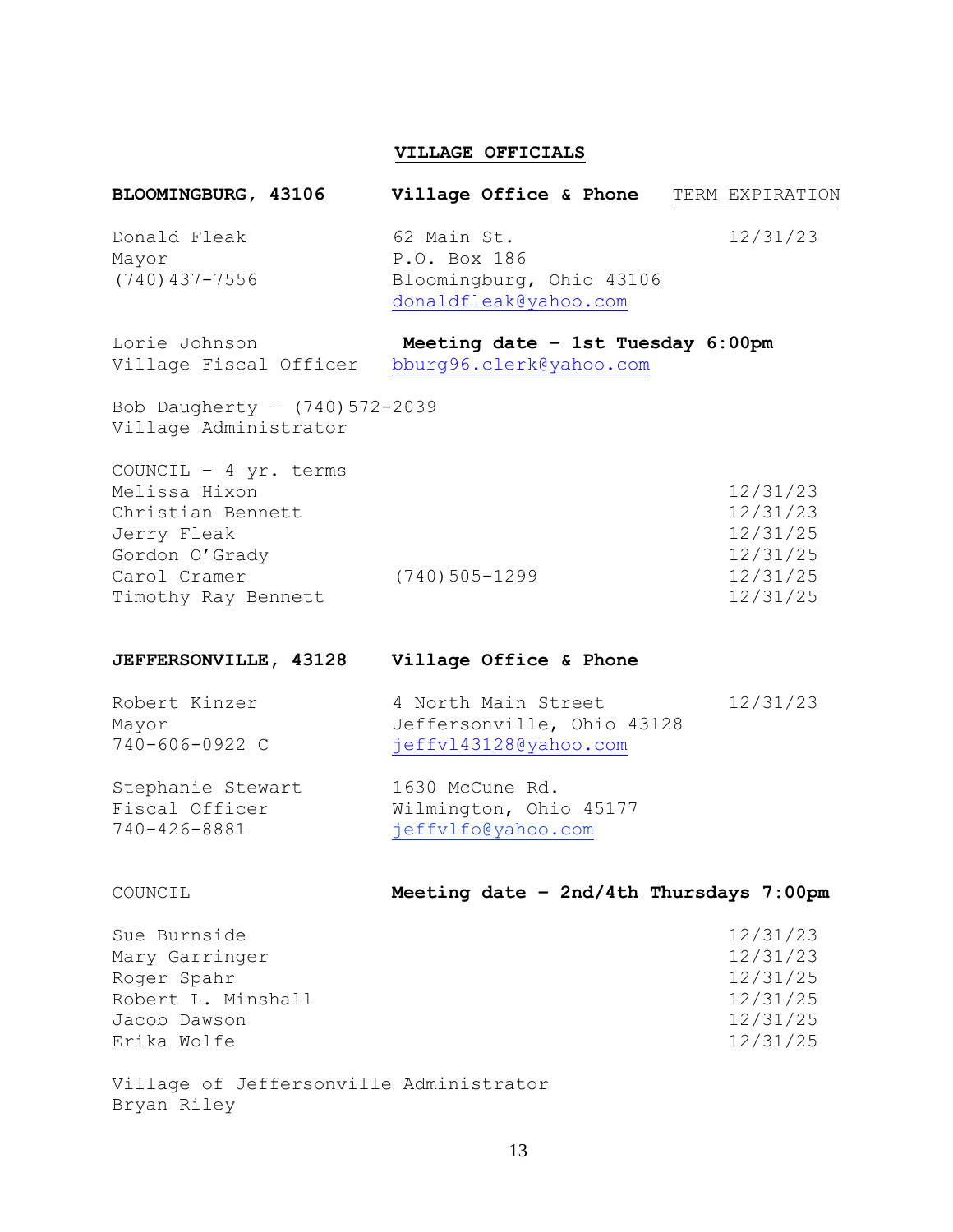## VILLAGE OFFICIALS

| **BLOOMINGBURG, 43106** | **Village Office & Phone** | TERM EXPIRATION |
|---|---|---|
| Donald Fleak<br>Mayor<br>(740)437-7556 | 62 Main St.<br>P.O. Box 186<br>Bloomingburg, Ohio 43106<br>donaldfleak@yahoo.com | 12/31/23 |
| Lorie Johnson<br>Village Fiscal Officer | **Meeting date – 1st Tuesday 6:00pm**<br>bburg96.clerk@yahoo.com | |
| Bob Daugherty – (740)572-2039<br>Village Administrator | | |
| COUNCIL – 4 yr. terms | | |
| Melissa Hixon | | 12/31/23 |
| Christian Bennett | | 12/31/23 |
| Jerry Fleak | | 12/31/25 |
| Gordon O'Grady | | 12/31/25 |
| Carol Cramer | (740)505-1299 | 12/31/25 |
| Timothy Ray Bennett | | 12/31/25 |

| **JEFFERSONVILLE, 43128** | **Village Office & Phone** | |
|---|---|---|
| Robert Kinzer<br>Mayor<br>740-606-0922 C | 4 North Main Street<br>Jeffersonville, Ohio 43128<br>jeffvl43128@yahoo.com | 12/31/23 |
| Stephanie Stewart<br>Fiscal Officer<br>740-426-8881 | 1630 McCune Rd.<br>Wilmington, Ohio 45177<br>jeffvlfo@yahoo.com | |
| COUNCIL | **Meeting date – 2nd/4th Thursdays 7:00pm** | |
| Sue Burnside | | 12/31/23 |
| Mary Garringer | | 12/31/23 |
| Roger Spahr | | 12/31/25 |
| Robert L. Minshall | | 12/31/25 |
| Jacob Dawson | | 12/31/25 |
| Erika Wolfe | | 12/31/25 |

Village of Jeffersonville Administrator
Bryan Riley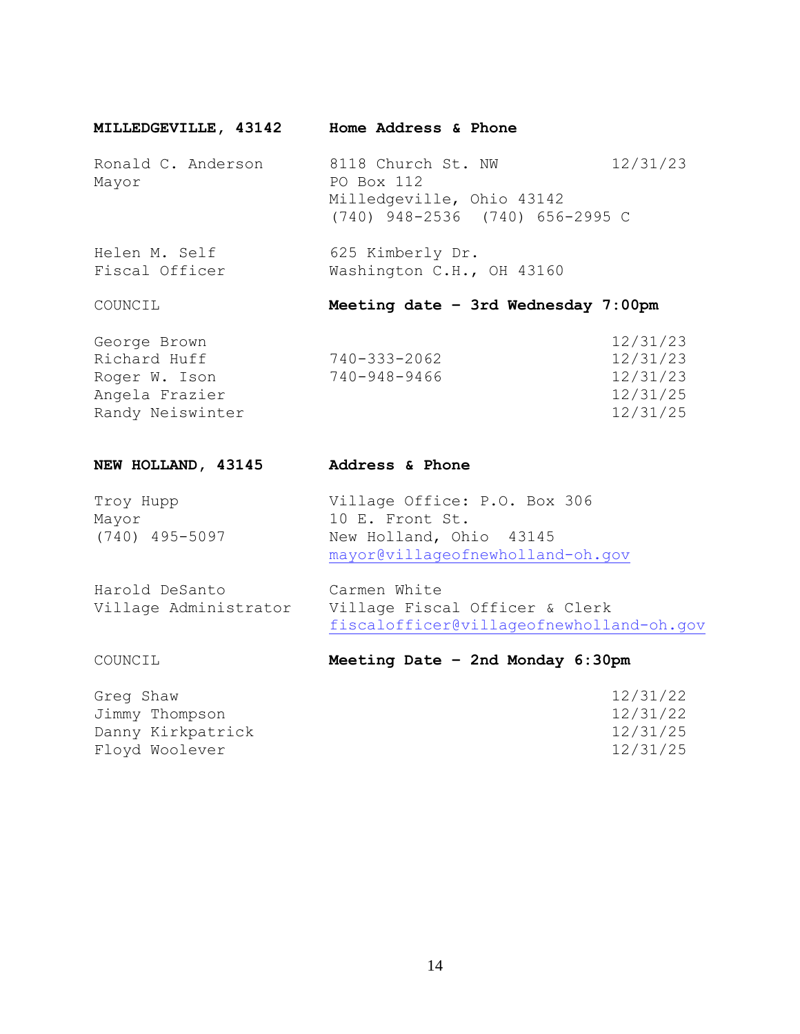**MILLEDGEVILLE, 43142** | **Home Address & Phone**

| | | |
|---|---|---|
| Ronald C. Anderson<br>Mayor | 8118 Church St. NW<br>PO Box 112<br>Milledgeville, Ohio 43142<br>(740) 948-2536 (740) 656-2995 C | 12/31/23 |
| Helen M. Self<br>Fiscal Officer | 625 Kimberly Dr.<br>Washington C.H., OH 43160 | |

COUNCIL | **Meeting date – 3rd Wednesday 7:00pm**

| | | |
|---|---|---|
| George Brown | | 12/31/23 |
| Richard Huff | 740-333-2062 | 12/31/23 |
| Roger W. Ison | 740-948-9466 | 12/31/23 |
| Angela Frazier | | 12/31/25 |
| Randy Neiswinter | | 12/31/25 |

**NEW HOLLAND, 43145** | **Address & Phone**

| | |
|---|---|
| Troy Hupp<br>Mayor<br>(740) 495-5097 | Village Office: P.O. Box 306<br>10 E. Front St.<br>New Holland, Ohio 43145<br>mayor@villageofnewholland-oh.gov |
| Harold DeSanto<br>Village Administrator | Carmen White<br>Village Fiscal Officer & Clerk<br>fiscalofficer@villageofnewholland-oh.gov |

COUNCIL | **Meeting Date – 2nd Monday 6:30pm**

| | |
|---|---|
| Greg Shaw | 12/31/22 |
| Jimmy Thompson | 12/31/22 |
| Danny Kirkpatrick | 12/31/25 |
| Floyd Woolever | 12/31/25 |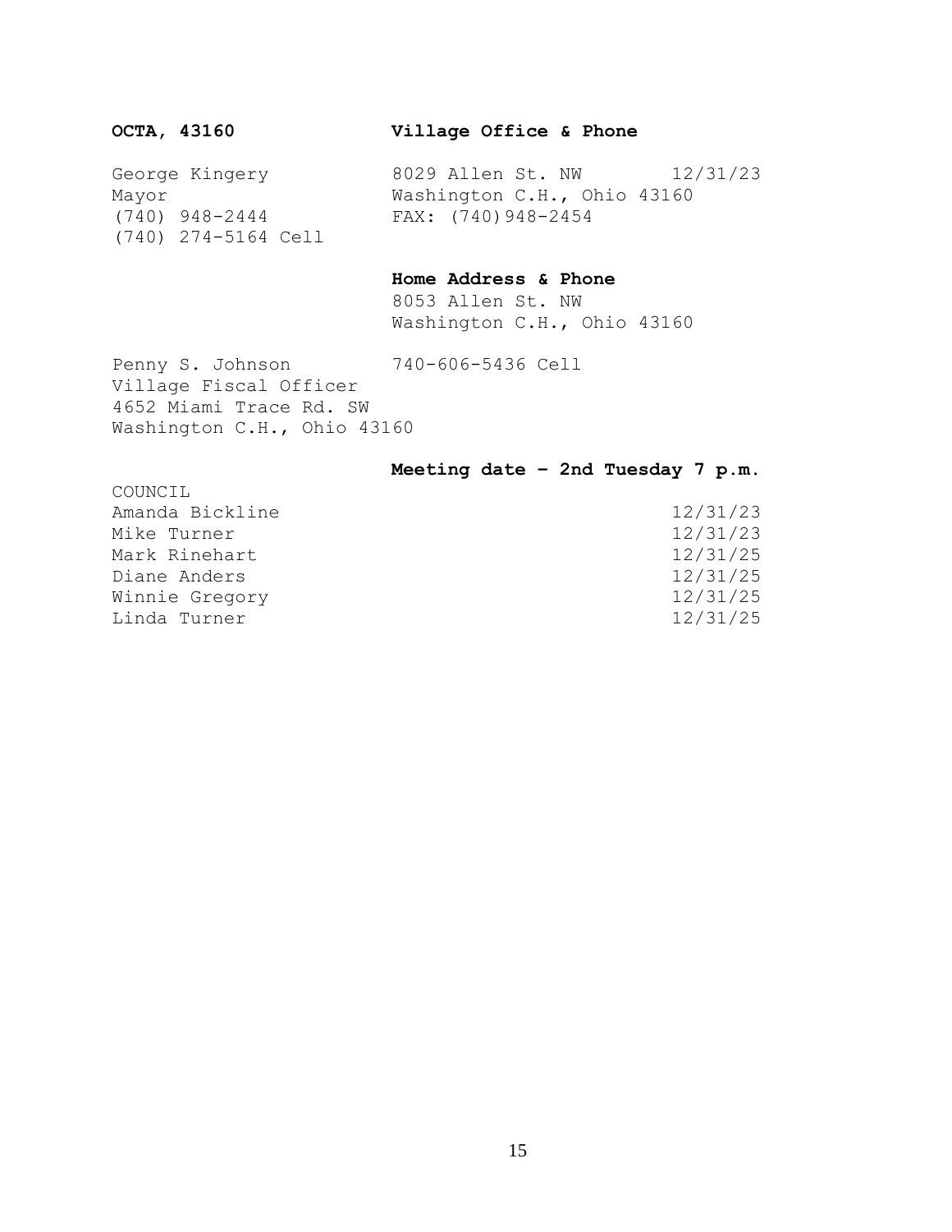**OCTA, 43160**

**Village Office & Phone**

George Kingery
Mayor
(740) 948-2444
(740) 274-5164 Cell

8029 Allen St. NW 12/31/23
Washington C.H., Ohio 43160
FAX: (740)948-2454

**Home Address & Phone**

8053 Allen St. NW
Washington C.H., Ohio 43160

Penny S. Johnson 740-606-5436 Cell
Village Fiscal Officer
4652 Miami Trace Rd. SW
Washington C.H., Ohio 43160

**Meeting date – 2nd Tuesday 7 p.m.**

| COUNCIL | |
|---|---|
| Amanda Bickline | 12/31/23 |
| Mike Turner | 12/31/23 |
| Mark Rinehart | 12/31/25 |
| Diane Anders | 12/31/25 |
| Winnie Gregory | 12/31/25 |
| Linda Turner | 12/31/25 |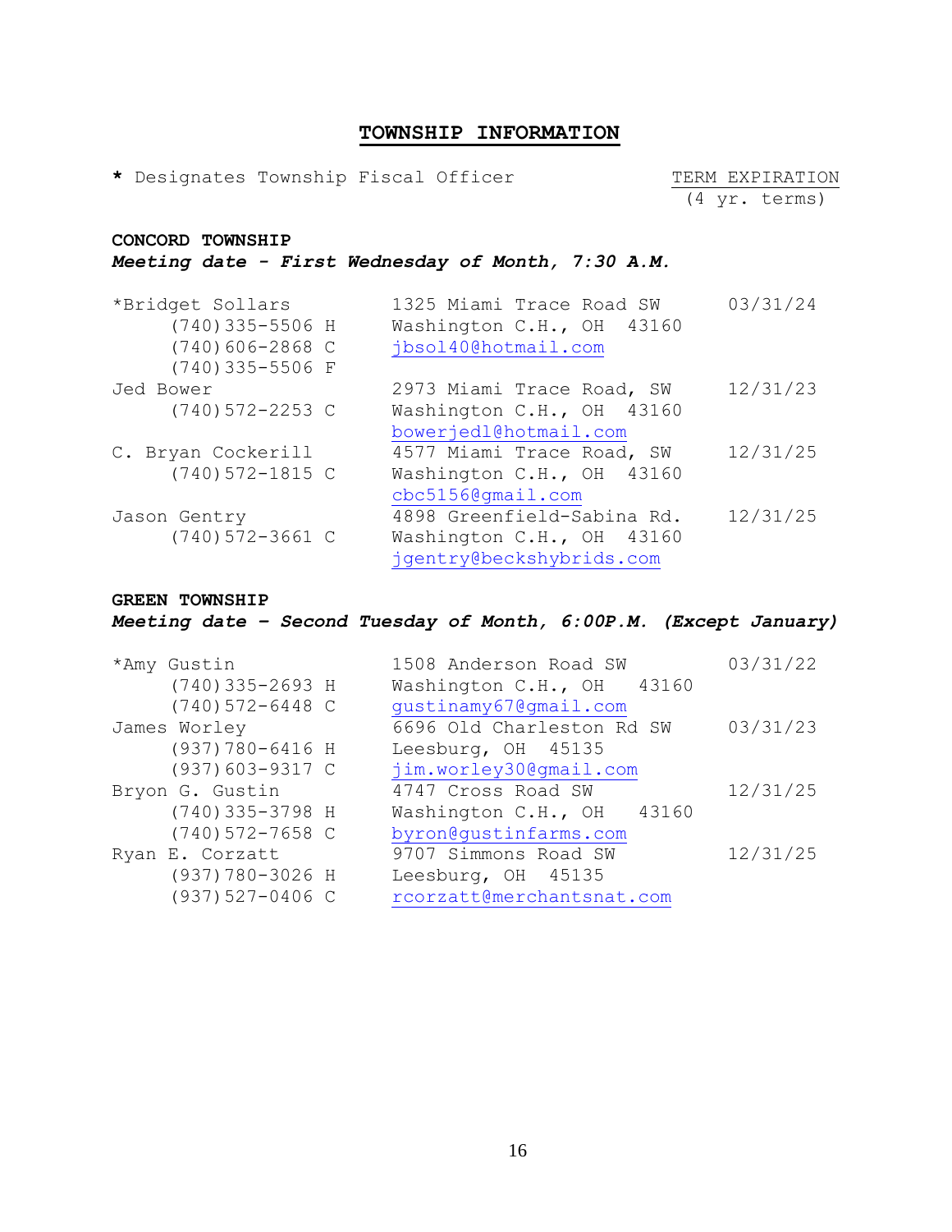# TOWNSHIP INFORMATION

\* Designates Township Fiscal Officer

TERM EXPIRATION (4 yr. terms)

## CONCORD TOWNSHIP

***Meeting date - First Wednesday of Month, 7:30 A.M.***

| Name / Phone | Address / Email | Term Expiration |
|---|---|---|
| *Bridget Sollars<br>(740)335-5506 H<br>(740)606-2868 C<br>(740)335-5506 F | 1325 Miami Trace Road SW<br>Washington C.H., OH 43160<br>jbsol40@hotmail.com | 03/31/24 |
| Jed Bower<br>(740)572-2253 C | 2973 Miami Trace Road, SW<br>Washington C.H., OH 43160<br>bowerjedl@hotmail.com | 12/31/23 |
| C. Bryan Cockerill<br>(740)572-1815 C | 4577 Miami Trace Road, SW<br>Washington C.H., OH 43160<br>cbc5156@gmail.com | 12/31/25 |
| Jason Gentry<br>(740)572-3661 C | 4898 Greenfield-Sabina Rd.<br>Washington C.H., OH 43160<br>jgentry@beckshybrids.com | 12/31/25 |

## GREEN TOWNSHIP

***Meeting date – Second Tuesday of Month, 6:00P.M. (Except January)***

| Name / Phone | Address / Email | Term Expiration |
|---|---|---|
| *Amy Gustin<br>(740)335-2693 H<br>(740)572-6448 C | 1508 Anderson Road SW<br>Washington C.H., OH 43160<br>gustinamy67@gmail.com | 03/31/22 |
| James Worley<br>(937)780-6416 H<br>(937)603-9317 C | 6696 Old Charleston Rd SW<br>Leesburg, OH 45135<br>jim.worley30@gmail.com | 03/31/23 |
| Bryon G. Gustin<br>(740)335-3798 H<br>(740)572-7658 C | 4747 Cross Road SW<br>Washington C.H., OH 43160<br>byron@gustinfarms.com | 12/31/25 |
| Ryan E. Corzatt<br>(937)780-3026 H<br>(937)527-0406 C | 9707 Simmons Road SW<br>Leesburg, OH 45135<br>rcorzatt@merchantsnat.com | 12/31/25 |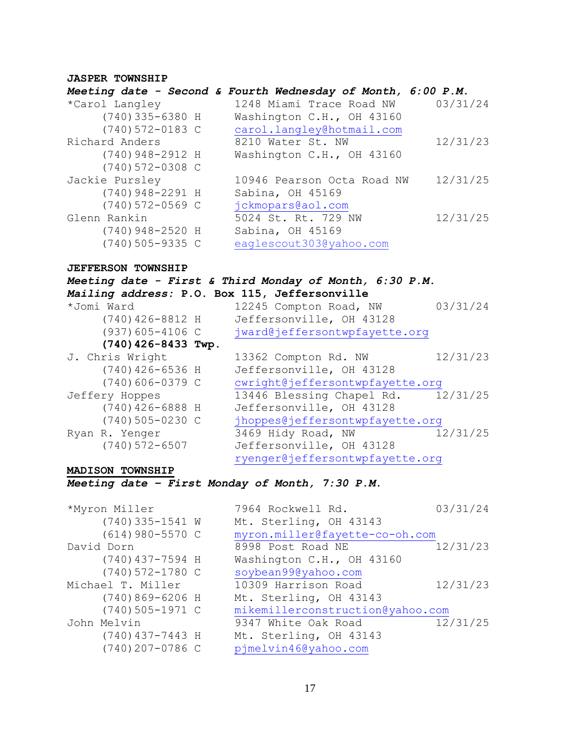**JASPER TOWNSHIP**

***Meeting date - Second & Fourth Wednesday of Month, 6:00 P.M.***

*Carol Langley — 1248 Miami Trace Road NW — 03/31/24
(740)335-6380 H — Washington C.H., OH 43160
(740)572-0183 C — carol.langley@hotmail.com

Richard Anders — 8210 Water St. NW — 12/31/23
(740)948-2912 H — Washington C.H., OH 43160
(740)572-0308 C

Jackie Pursley — 10946 Pearson Octa Road NW — 12/31/25
(740)948-2291 H — Sabina, OH 45169
(740)572-0569 C — jckmopars@aol.com

Glenn Rankin — 5024 St. Rt. 729 NW — 12/31/25
(740)948-2520 H — Sabina, OH 45169
(740)505-9335 C — eaglescout303@yahoo.com

**JEFFERSON TOWNSHIP**

***Meeting date - First & Third Monday of Month, 6:30 P.M.***
***Mailing address:* P.O. Box 115, Jeffersonville**

*Jomi Ward — 12245 Compton Road, NW — 03/31/24
(740)426-8812 H — Jeffersonville, OH 43128
(937)605-4106 C — jward@jeffersontwpfayette.org
**(740)426-8433 Twp.**

J. Chris Wright — 13362 Compton Rd. NW — 12/31/23
(740)426-6536 H — Jeffersonville, OH 43128
(740)606-0379 C — cwright@jeffersontwpfayette.org

Jeffery Hoppes — 13446 Blessing Chapel Rd. — 12/31/25
(740)426-6888 H — Jeffersonville, OH 43128
(740)505-0230 C — jhoppes@jeffersontwpfayette.org

Ryan R. Yenger — 3469 Hidy Road, NW — 12/31/25
(740)572-6507 — Jeffersonville, OH 43128
ryenger@jeffersontwpfayette.org

**MADISON TOWNSHIP**

***Meeting date - First Monday of Month, 7:30 P.M.***

*Myron Miller — 7964 Rockwell Rd. — 03/31/24
(740)335-1541 W — Mt. Sterling, OH 43143
(614)980-5570 C — myron.miller@fayette-co-oh.com

David Dorn — 8998 Post Road NE — 12/31/23
(740)437-7594 H — Washington C.H., OH 43160
(740)572-1780 C — soybean99@yahoo.com

Michael T. Miller — 10309 Harrison Road — 12/31/23
(740)869-6206 H — Mt. Sterling, OH 43143
(740)505-1971 C — mikemillerconstruction@yahoo.com

John Melvin — 9347 White Oak Road — 12/31/25
(740)437-7443 H — Mt. Sterling, OH 43143
(740)207-0786 C — pjmelvin46@yahoo.com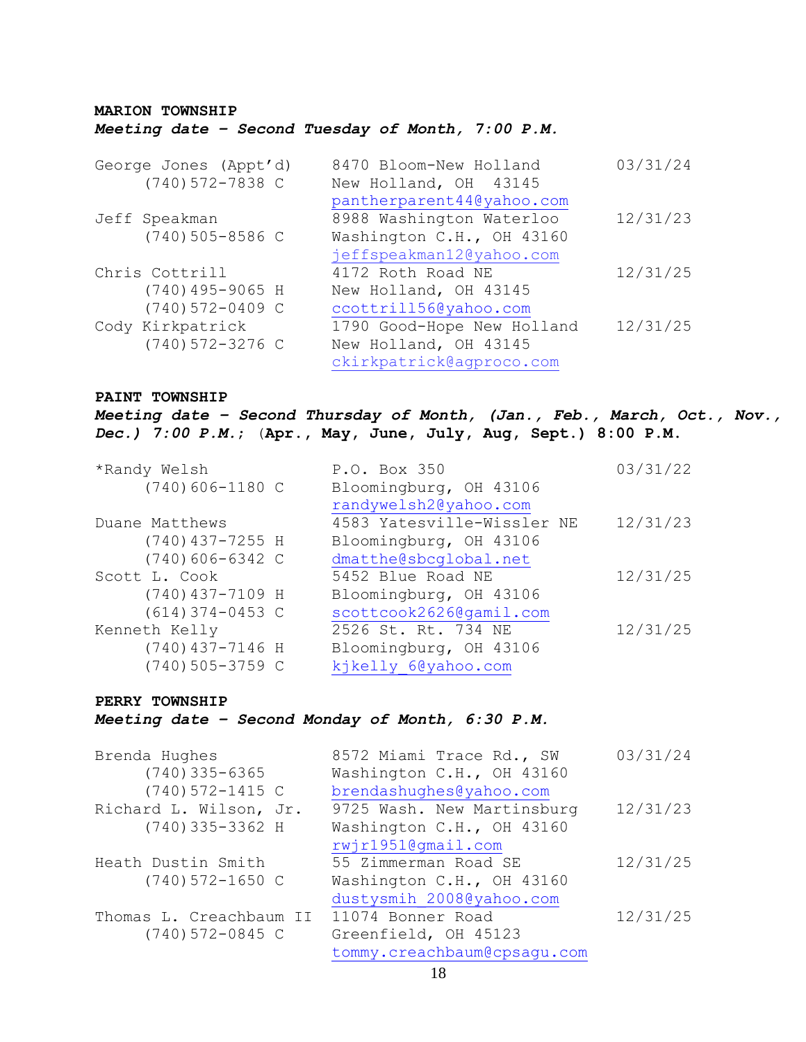**MARION TOWNSHIP**

***Meeting date – Second Tuesday of Month, 7:00 P.M.***

| | | |
|---|---|---|
| George Jones (Appt'd)<br>(740)572-7838 C | 8470 Bloom-New Holland<br>New Holland, OH 43145<br>pantherparent44@yahoo.com | 03/31/24 |
| Jeff Speakman<br>(740)505-8586 C | 8988 Washington Waterloo<br>Washington C.H., OH 43160<br>jeffspeakman12@yahoo.com | 12/31/23 |
| Chris Cottrill<br>(740)495-9065 H<br>(740)572-0409 C | 4172 Roth Road NE<br>New Holland, OH 43145<br>ccottrill56@yahoo.com | 12/31/25 |
| Cody Kirkpatrick<br>(740)572-3276 C | 1790 Good-Hope New Holland<br>New Holland, OH 43145<br>ckirkpatrick@agproco.com | 12/31/25 |

**PAINT TOWNSHIP**

***Meeting date – Second Thursday of Month, (Jan., Feb., March, Oct., Nov., Dec.) 7:00 P.M.***; **(Apr., May, June, July, Aug, Sept.) 8:00 P.M.**

| | | |
|---|---|---|
| *Randy Welsh<br>(740)606-1180 C | P.O. Box 350<br>Bloomingburg, OH 43106<br>randywelsh2@yahoo.com | 03/31/22 |
| Duane Matthews<br>(740)437-7255 H<br>(740)606-6342 C | 4583 Yatesville-Wissler NE<br>Bloomingburg, OH 43106<br>dmatthe@sbcglobal.net | 12/31/23 |
| Scott L. Cook<br>(740)437-7109 H<br>(614)374-0453 C | 5452 Blue Road NE<br>Bloomingburg, OH 43106<br>scottcook2626@gamil.com | 12/31/25 |
| Kenneth Kelly<br>(740)437-7146 H<br>(740)505-3759 C | 2526 St. Rt. 734 NE<br>Bloomingburg, OH 43106<br>kjkelly_6@yahoo.com | 12/31/25 |

**PERRY TOWNSHIP**

***Meeting date – Second Monday of Month, 6:30 P.M.***

| | | |
|---|---|---|
| Brenda Hughes<br>(740)335-6365<br>(740)572-1415 C | 8572 Miami Trace Rd., SW<br>Washington C.H., OH 43160<br>brendashughes@yahoo.com | 03/31/24 |
| Richard L. Wilson, Jr.<br>(740)335-3362 H | 9725 Wash. New Martinsburg<br>Washington C.H., OH 43160<br>rwjr1951@gmail.com | 12/31/23 |
| Heath Dustin Smith<br>(740)572-1650 C | 55 Zimmerman Road SE<br>Washington C.H., OH 43160<br>dustysmih_2008@yahoo.com | 12/31/25 |
| Thomas L. Creachbaum II<br>(740)572-0845 C | 11074 Bonner Road<br>Greenfield, OH 45123<br>tommy.creachbaum@cpsagu.com | 12/31/25 |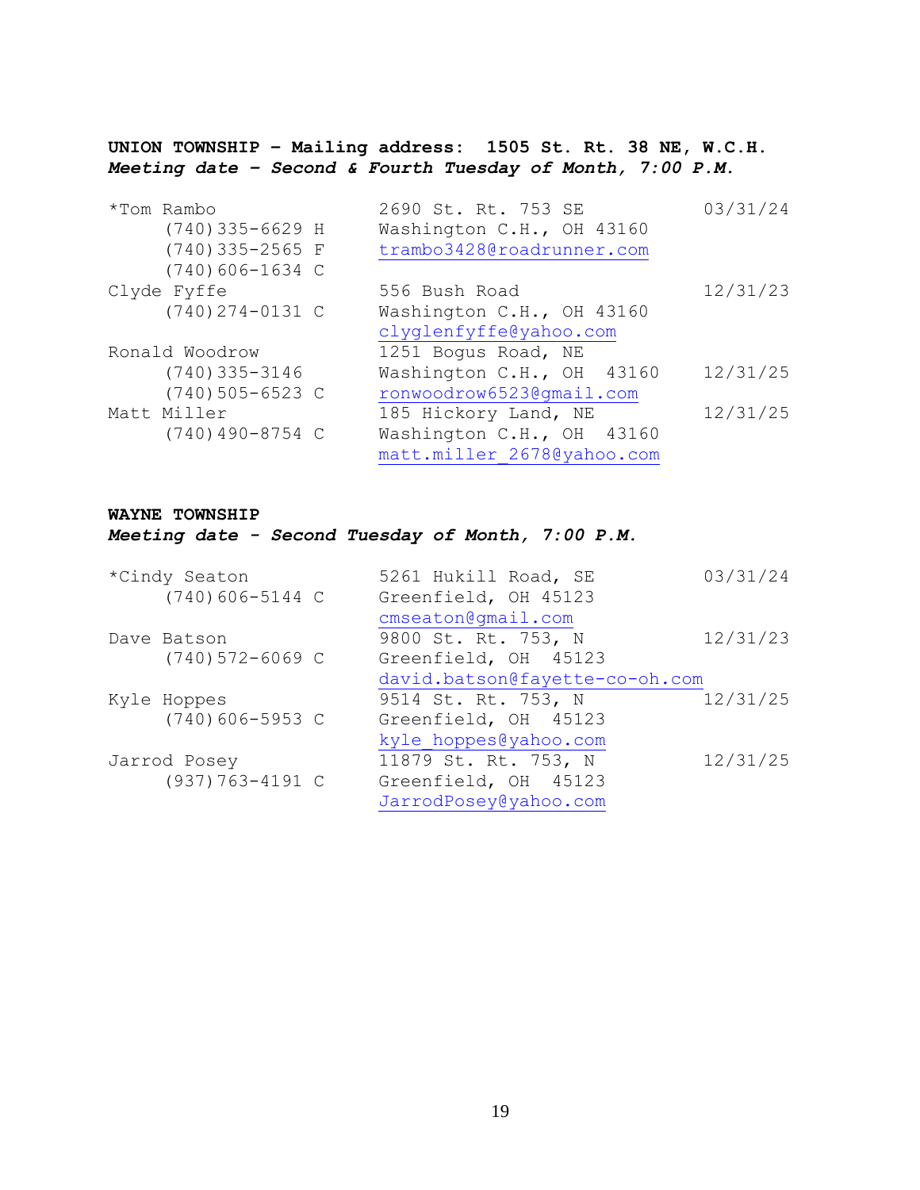**UNION TOWNSHIP – Mailing address: 1505 St. Rt. 38 NE, W.C.H.**
***Meeting date – Second & Fourth Tuesday of Month, 7:00 P.M.***

| Name / Phone | Address | Term |
|---|---|---|
| *Tom Rambo<br>(740)335-6629 H<br>(740)335-2565 F<br>(740)606-1634 C | 2690 St. Rt. 753 SE<br>Washington C.H., OH 43160<br>trambo3428@roadrunner.com | 03/31/24 |
| Clyde Fyffe<br>(740)274-0131 C | 556 Bush Road<br>Washington C.H., OH 43160<br>clyglenfyffe@yahoo.com | 12/31/23 |
| Ronald Woodrow<br>(740)335-3146<br>(740)505-6523 C | 1251 Bogus Road, NE<br>Washington C.H., OH 43160<br>ronwoodrow6523@gmail.com | 12/31/25 |
| Matt Miller<br>(740)490-8754 C | 185 Hickory Land, NE<br>Washington C.H., OH 43160<br>matt.miller_2678@yahoo.com | 12/31/25 |

**WAYNE TOWNSHIP**
***Meeting date - Second Tuesday of Month, 7:00 P.M.***

| Name / Phone | Address | Term |
|---|---|---|
| *Cindy Seaton<br>(740)606-5144 C | 5261 Hukill Road, SE<br>Greenfield, OH 45123<br>cmseaton@gmail.com | 03/31/24 |
| Dave Batson<br>(740)572-6069 C | 9800 St. Rt. 753, N<br>Greenfield, OH 45123<br>david.batson@fayette-co-oh.com | 12/31/23 |
| Kyle Hoppes<br>(740)606-5953 C | 9514 St. Rt. 753, N<br>Greenfield, OH 45123<br>kyle_hoppes@yahoo.com | 12/31/25 |
| Jarrod Posey<br>(937)763-4191 C | 11879 St. Rt. 753, N<br>Greenfield, OH 45123<br>JarrodPosey@yahoo.com | 12/31/25 |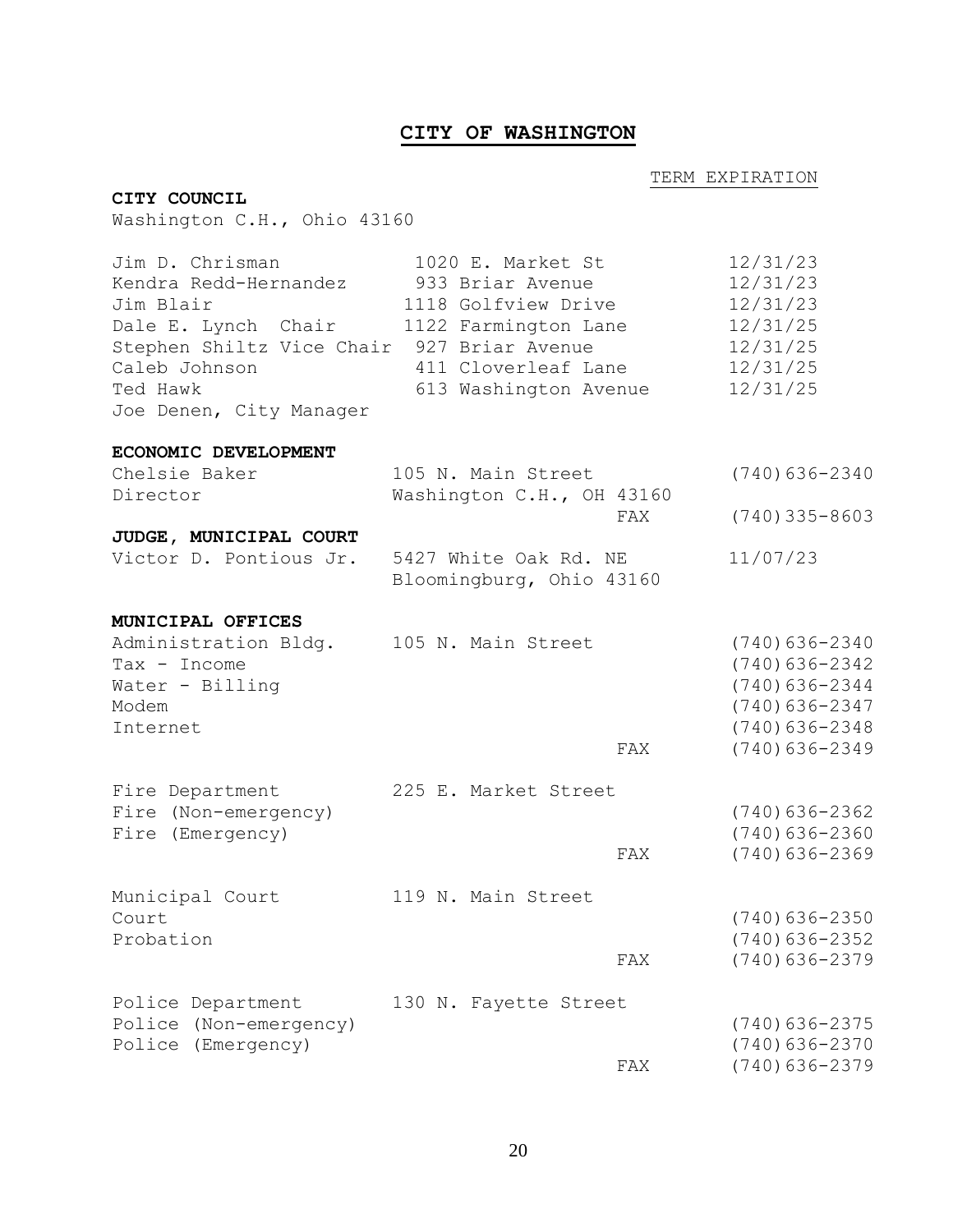# CITY OF WASHINGTON

**CITY COUNCIL**
Washington C.H., Ohio 43160

| Name | Address | TERM EXPIRATION |
|---|---|---|
| Jim D. Chrisman | 1020 E. Market St | 12/31/23 |
| Kendra Redd-Hernandez | 933 Briar Avenue | 12/31/23 |
| Jim Blair | 1118 Golfview Drive | 12/31/23 |
| Dale E. Lynch Chair | 1122 Farmington Lane | 12/31/25 |
| Stephen Shiltz Vice Chair | 927 Briar Avenue | 12/31/25 |
| Caleb Johnson | 411 Cloverleaf Lane | 12/31/25 |
| Ted Hawk | 613 Washington Avenue | 12/31/25 |
| Joe Denen, City Manager | | |

**ECONOMIC DEVELOPMENT**

| | | |
|---|---|---|
| Chelsie Baker<br>Director | 105 N. Main Street<br>Washington C.H., OH 43160 | (740)636-2340 |
| | FAX | (740)335-8603 |

**JUDGE, MUNICIPAL COURT**

| | | |
|---|---|---|
| Victor D. Pontious Jr. | 5427 White Oak Rd. NE<br>Bloomingburg, Ohio 43160 | 11/07/23 |

**MUNICIPAL OFFICES**

| | | |
|---|---|---|
| Administration Bldg. | 105 N. Main Street | (740)636-2340 |
| Tax - Income | | (740)636-2342 |
| Water - Billing | | (740)636-2344 |
| Modem | | (740)636-2347 |
| Internet | | (740)636-2348 |
| | FAX | (740)636-2349 |
| Fire Department | 225 E. Market Street | |
| Fire (Non-emergency) | | (740)636-2362 |
| Fire (Emergency) | | (740)636-2360 |
| | FAX | (740)636-2369 |
| Municipal Court | 119 N. Main Street | |
| Court | | (740)636-2350 |
| Probation | | (740)636-2352 |
| | FAX | (740)636-2379 |
| Police Department | 130 N. Fayette Street | |
| Police (Non-emergency) | | (740)636-2375 |
| Police (Emergency) | | (740)636-2370 |
| | FAX | (740)636-2379 |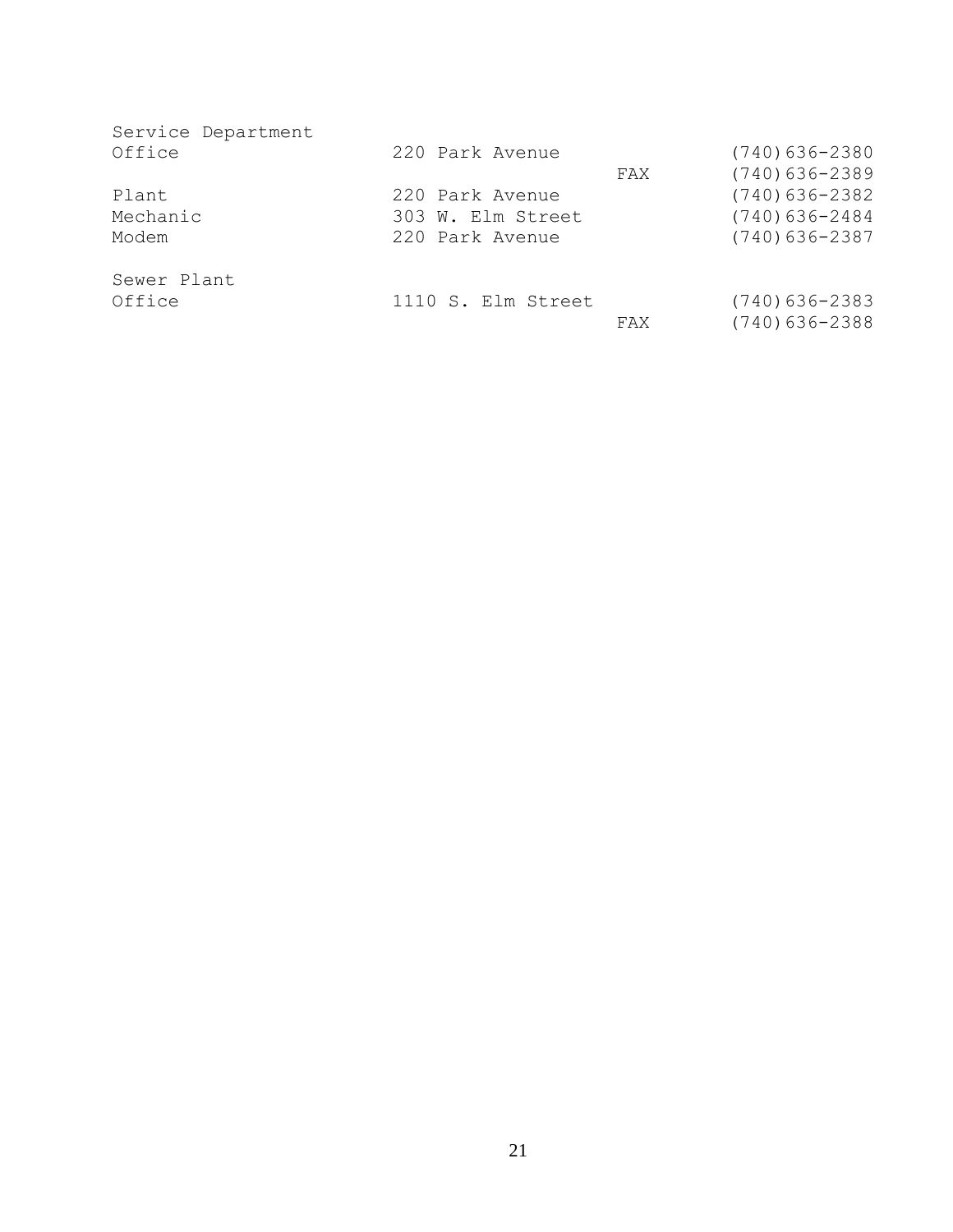| Service Department | | | |
| --- | --- | --- | --- |
| Office | 220 Park Avenue | | (740)636-2380 |
| | | FAX | (740)636-2389 |
| Plant | 220 Park Avenue | | (740)636-2382 |
| Mechanic | 303 W. Elm Street | | (740)636-2484 |
| Modem | 220 Park Avenue | | (740)636-2387 |

| Sewer Plant | | | |
| --- | --- | --- | --- |
| Office | 1110 S. Elm Street | | (740)636-2383 |
| | | FAX | (740)636-2388 |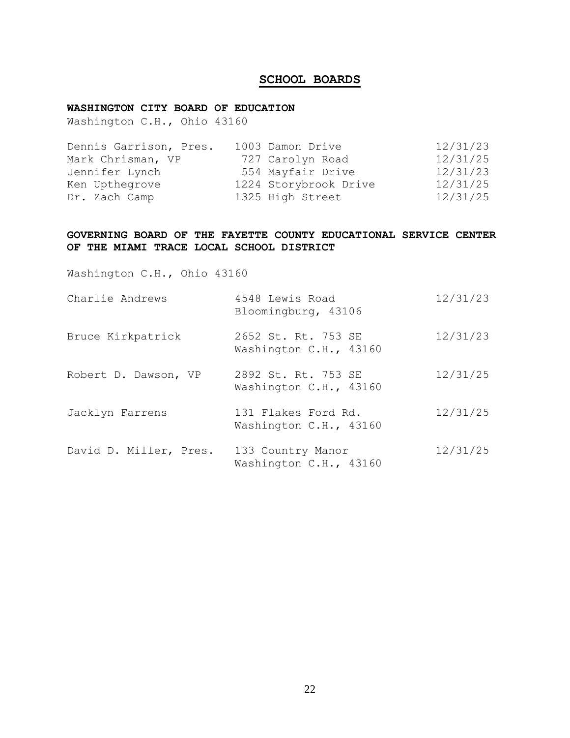# SCHOOL BOARDS

**WASHINGTON CITY BOARD OF EDUCATION**
Washington C.H., Ohio 43160

| | | |
|---|---|---|
| Dennis Garrison, Pres. | 1003 Damon Drive | 12/31/23 |
| Mark Chrisman, VP | 727 Carolyn Road | 12/31/25 |
| Jennifer Lynch | 554 Mayfair Drive | 12/31/23 |
| Ken Upthegrove | 1224 Storybrook Drive | 12/31/25 |
| Dr. Zach Camp | 1325 High Street | 12/31/25 |

**GOVERNING BOARD OF THE FAYETTE COUNTY EDUCATIONAL SERVICE CENTER OF THE MIAMI TRACE LOCAL SCHOOL DISTRICT**

Washington C.H., Ohio 43160

| | | |
|---|---|---|
| Charlie Andrews | 4548 Lewis Road<br>Bloomingburg, 43106 | 12/31/23 |
| Bruce Kirkpatrick | 2652 St. Rt. 753 SE<br>Washington C.H., 43160 | 12/31/23 |
| Robert D. Dawson, VP | 2892 St. Rt. 753 SE<br>Washington C.H., 43160 | 12/31/25 |
| Jacklyn Farrens | 131 Flakes Ford Rd.<br>Washington C.H., 43160 | 12/31/25 |
| David D. Miller, Pres. | 133 Country Manor<br>Washington C.H., 43160 | 12/31/25 |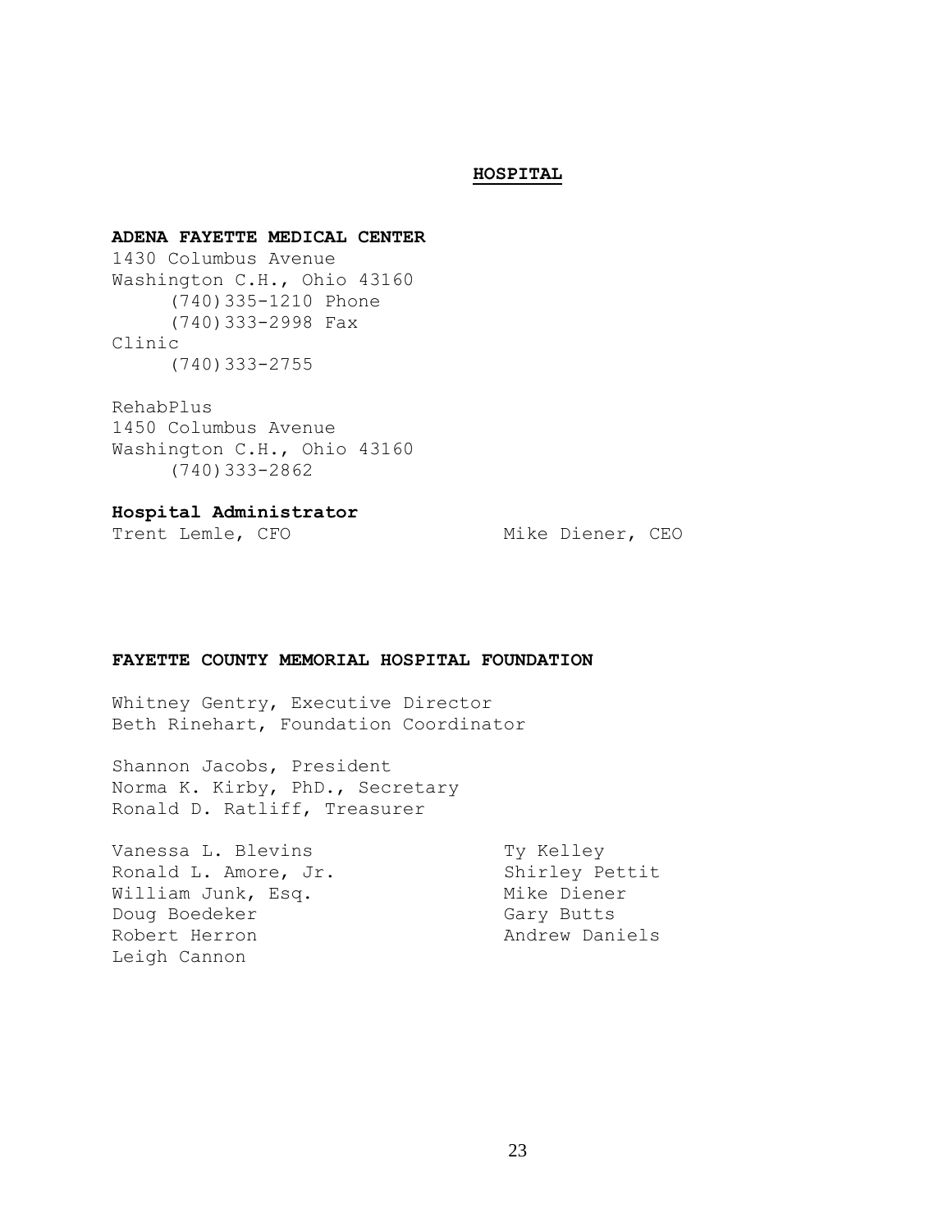# HOSPITAL

**ADENA FAYETTE MEDICAL CENTER**
1430 Columbus Avenue
Washington C.H., Ohio 43160
(740)335-1210 Phone
(740)333-2998 Fax
Clinic
(740)333-2755

RehabPlus
1450 Columbus Avenue
Washington C.H., Ohio 43160
(740)333-2862

**Hospital Administrator**
Trent Lemle, CFO
Mike Diener, CEO

**FAYETTE COUNTY MEMORIAL HOSPITAL FOUNDATION**

Whitney Gentry, Executive Director
Beth Rinehart, Foundation Coordinator

Shannon Jacobs, President
Norma K. Kirby, PhD., Secretary
Ronald D. Ratliff, Treasurer

Vanessa L. Blevins
Ronald L. Amore, Jr.
William Junk, Esq.
Doug Boedeker
Robert Herron
Leigh Cannon
Ty Kelley
Shirley Pettit
Mike Diener
Gary Butts
Andrew Daniels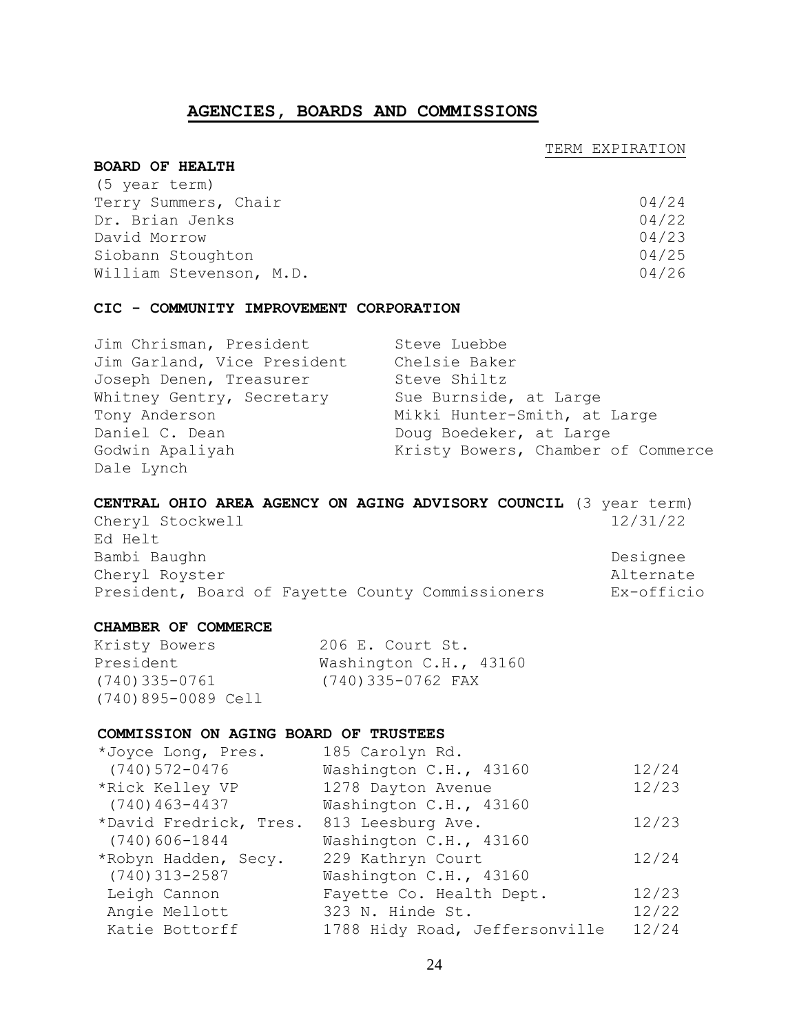# AGENCIES, BOARDS AND COMMISSIONS

TERM EXPIRATION

**BOARD OF HEALTH**

(5 year term)

| Name | Term Expiration |
|---|---|
| Terry Summers, Chair | 04/24 |
| Dr. Brian Jenks | 04/22 |
| David Morrow | 04/23 |
| Siobann Stoughton | 04/25 |
| William Stevenson, M.D. | 04/26 |

**CIC - COMMUNITY IMPROVEMENT CORPORATION**

Jim Chrisman, President
Jim Garland, Vice President
Joseph Denen, Treasurer
Whitney Gentry, Secretary
Tony Anderson
Daniel C. Dean
Godwin Apaliyah
Dale Lynch
Steve Luebbe
Chelsie Baker
Steve Shiltz
Sue Burnside, at Large
Mikki Hunter-Smith, at Large
Doug Boedeker, at Large
Kristy Bowers, Chamber of Commerce

**CENTRAL OHIO AREA AGENCY ON AGING ADVISORY COUNCIL** (3 year term)

| Name | |
|---|---|
| Cheryl Stockwell | 12/31/22 |
| Ed Helt | |
| Bambi Baughn | Designee |
| Cheryl Royster | Alternate |
| President, Board of Fayette County Commissioners | Ex-officio |

**CHAMBER OF COMMERCE**

Kristy Bowers
President
(740)335-0761
(740)895-0089 Cell

206 E. Court St.
Washington C.H., 43160
(740)335-0762 FAX

**COMMISSION ON AGING BOARD OF TRUSTEES**

| Name | Address | Term |
|---|---|---|
| *Joyce Long, Pres.<br>(740)572-0476 | 185 Carolyn Rd.<br>Washington C.H., 43160 | 12/24 |
| *Rick Kelley VP<br>(740)463-4437 | 1278 Dayton Avenue<br>Washington C.H., 43160 | 12/23 |
| *David Fredrick, Tres.<br>(740)606-1844 | 813 Leesburg Ave.<br>Washington C.H., 43160 | 12/23 |
| *Robyn Hadden, Secy.<br>(740)313-2587 | 229 Kathryn Court<br>Washington C.H., 43160 | 12/24 |
| Leigh Cannon | Fayette Co. Health Dept. | 12/23 |
| Angie Mellott | 323 N. Hinde St. | 12/22 |
| Katie Bottorff | 1788 Hidy Road, Jeffersonville | 12/24 |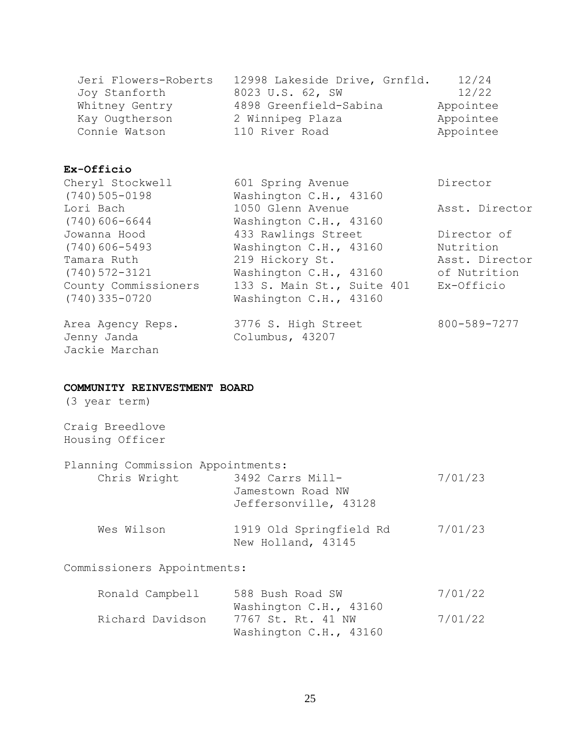| | | |
|---|---|---|
| Jeri Flowers-Roberts | 12998 Lakeside Drive, Grnfld. | 12/24 |
| Joy Stanforth | 8023 U.S. 62, SW | 12/22 |
| Whitney Gentry | 4898 Greenfield-Sabina | Appointee |
| Kay Ougtherson | 2 Winnipeg Plaza | Appointee |
| Connie Watson | 110 River Road | Appointee |

**Ex-Officio**

| | | |
|---|---|---|
| Cheryl Stockwell<br>(740)505-0198 | 601 Spring Avenue<br>Washington C.H., 43160 | Director |
| Lori Bach<br>(740)606-6644 | 1050 Glenn Avenue<br>Washington C.H., 43160 | Asst. Director |
| Jowanna Hood<br>(740)606-5493 | 433 Rawlings Street<br>Washington C.H., 43160 | Director of Nutrition |
| Tamara Ruth<br>(740)572-3121 | 219 Hickory St.<br>Washington C.H., 43160 | Asst. Director of Nutrition |
| County Commissioners<br>(740)335-0720 | 133 S. Main St., Suite 401<br>Washington C.H., 43160 | Ex-Officio |
| Area Agency Reps.<br>Jenny Janda<br>Jackie Marchan | 3776 S. High Street<br>Columbus, 43207 | 800-589-7277 |

**COMMUNITY REINVESTMENT BOARD**
(3 year term)

Craig Breedlove
Housing Officer

Planning Commission Appointments:

| | | |
|---|---|---|
| Chris Wright | 3492 Carrs Mill-Jamestown Road NW<br>Jeffersonville, 43128 | 7/01/23 |
| Wes Wilson | 1919 Old Springfield Rd<br>New Holland, 43145 | 7/01/23 |

Commissioners Appointments:

| | | |
|---|---|---|
| Ronald Campbell | 588 Bush Road SW<br>Washington C.H., 43160 | 7/01/22 |
| Richard Davidson | 7767 St. Rt. 41 NW<br>Washington C.H., 43160 | 7/01/22 |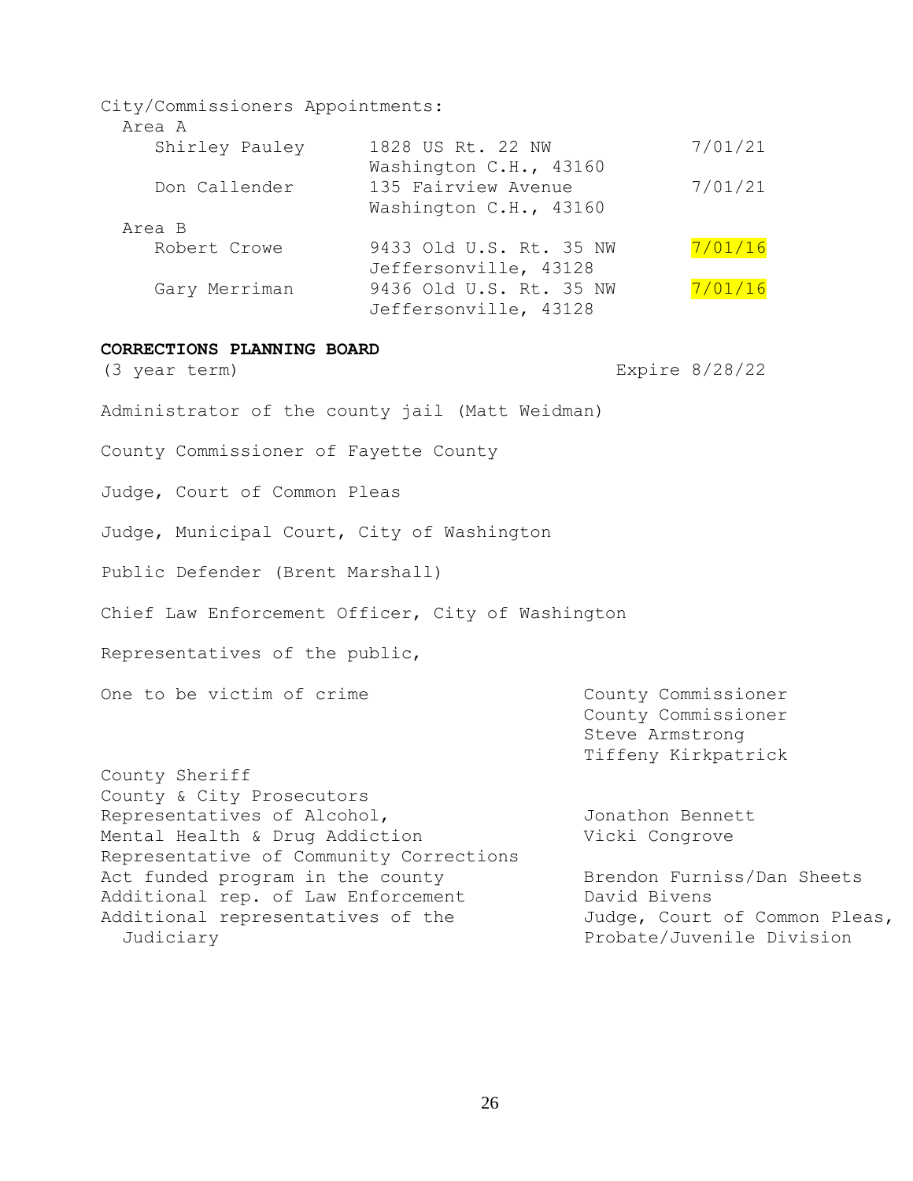City/Commissioners Appointments:

Area A

| Name | Address | Expires |
|---|---|---|
| Shirley Pauley | 1828 US Rt. 22 NW<br>Washington C.H., 43160 | 7/01/21 |
| Don Callender | 135 Fairview Avenue<br>Washington C.H., 43160 | 7/01/21 |

Area B

| Name | Address | Expires |
|---|---|---|
| Robert Crowe | 9433 Old U.S. Rt. 35 NW<br>Jeffersonville, 43128 | 7/01/16 |
| Gary Merriman | 9436 Old U.S. Rt. 35 NW<br>Jeffersonville, 43128 | 7/01/16 |

**CORRECTIONS PLANNING BOARD**

(3 year term) Expire 8/28/22

Administrator of the county jail (Matt Weidman)

County Commissioner of Fayette County

Judge, Court of Common Pleas

Judge, Municipal Court, City of Washington

Public Defender (Brent Marshall)

Chief Law Enforcement Officer, City of Washington

Representatives of the public,

| Position | Member |
|---|---|
| One to be victim of crime | County Commissioner<br>County Commissioner<br>Steve Armstrong<br>Tiffeny Kirkpatrick |
| County Sheriff | |
| County & City Prosecutors | |
| Representatives of Alcohol, Mental Health & Drug Addiction | Jonathon Bennett<br>Vicki Congrove |
| Representative of Community Corrections Act funded program in the county | Brendon Furniss/Dan Sheets |
| Additional rep. of Law Enforcement | David Bivens |
| Additional representatives of the Judiciary | Judge, Court of Common Pleas, Probate/Juvenile Division |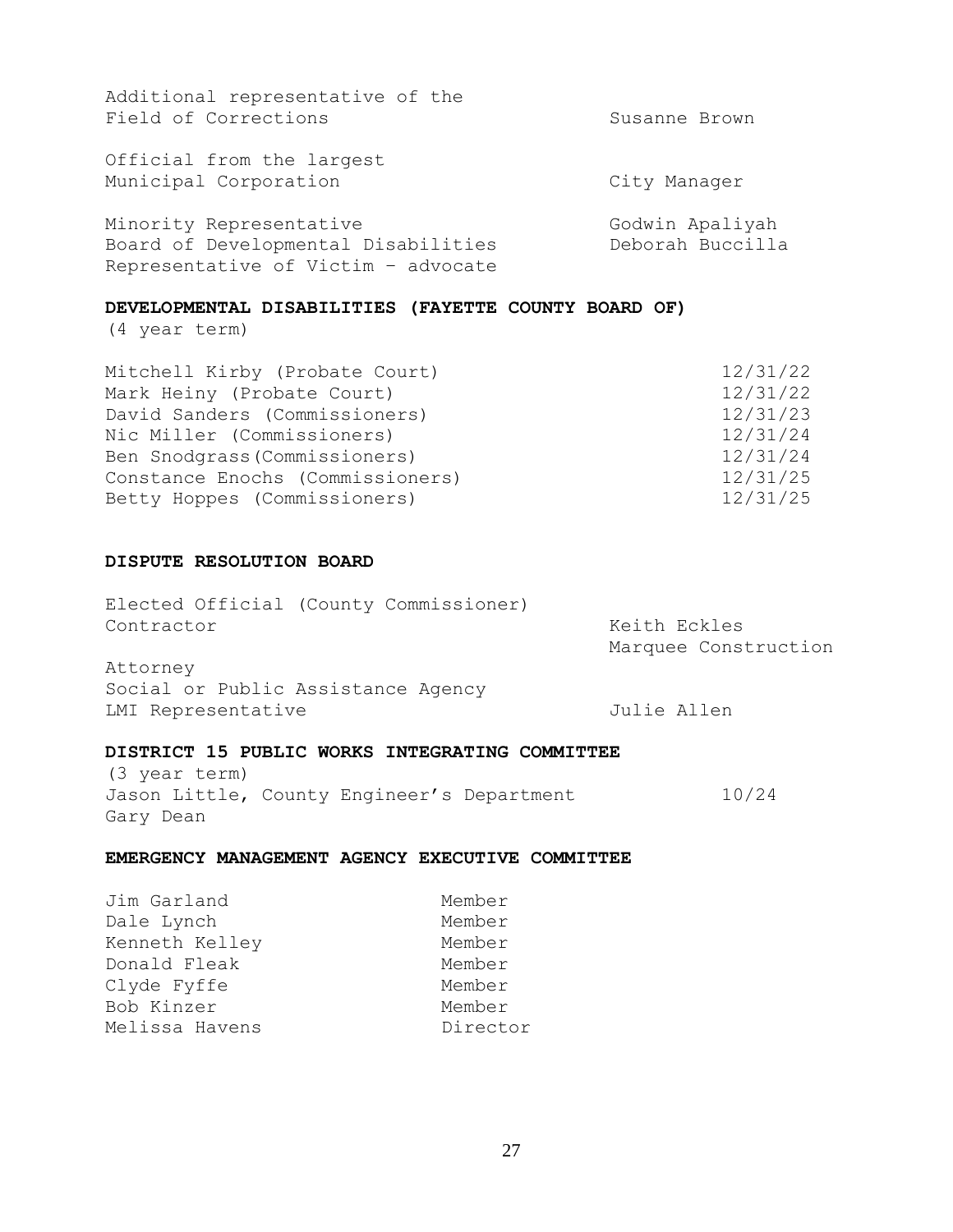| | |
|---|---|
| Additional representative of the Field of Corrections | Susanne Brown |
| Official from the largest Municipal Corporation | City Manager |
| Minority Representative | Godwin Apaliyah |
| Board of Developmental Disabilities | Deborah Buccilla |
| Representative of Victim – advocate | |

**DEVELOPMENTAL DISABILITIES (FAYETTE COUNTY BOARD OF)**
(4 year term)

| | |
|---|---|
| Mitchell Kirby (Probate Court) | 12/31/22 |
| Mark Heiny (Probate Court) | 12/31/22 |
| David Sanders (Commissioners) | 12/31/23 |
| Nic Miller (Commissioners) | 12/31/24 |
| Ben Snodgrass(Commissioners) | 12/31/24 |
| Constance Enochs (Commissioners) | 12/31/25 |
| Betty Hoppes (Commissioners) | 12/31/25 |

**DISPUTE RESOLUTION BOARD**

| | |
|---|---|
| Elected Official (County Commissioner) | |
| Contractor | Keith Eckles<br>Marquee Construction |
| Attorney | |
| Social or Public Assistance Agency | |
| LMI Representative | Julie Allen |

**DISTRICT 15 PUBLIC WORKS INTEGRATING COMMITTEE**
(3 year term)

| | |
|---|---|
| Jason Little, County Engineer's Department | 10/24 |
| Gary Dean | |

**EMERGENCY MANAGEMENT AGENCY EXECUTIVE COMMITTEE**

| | |
|---|---|
| Jim Garland | Member |
| Dale Lynch | Member |
| Kenneth Kelley | Member |
| Donald Fleak | Member |
| Clyde Fyffe | Member |
| Bob Kinzer | Member |
| Melissa Havens | Director |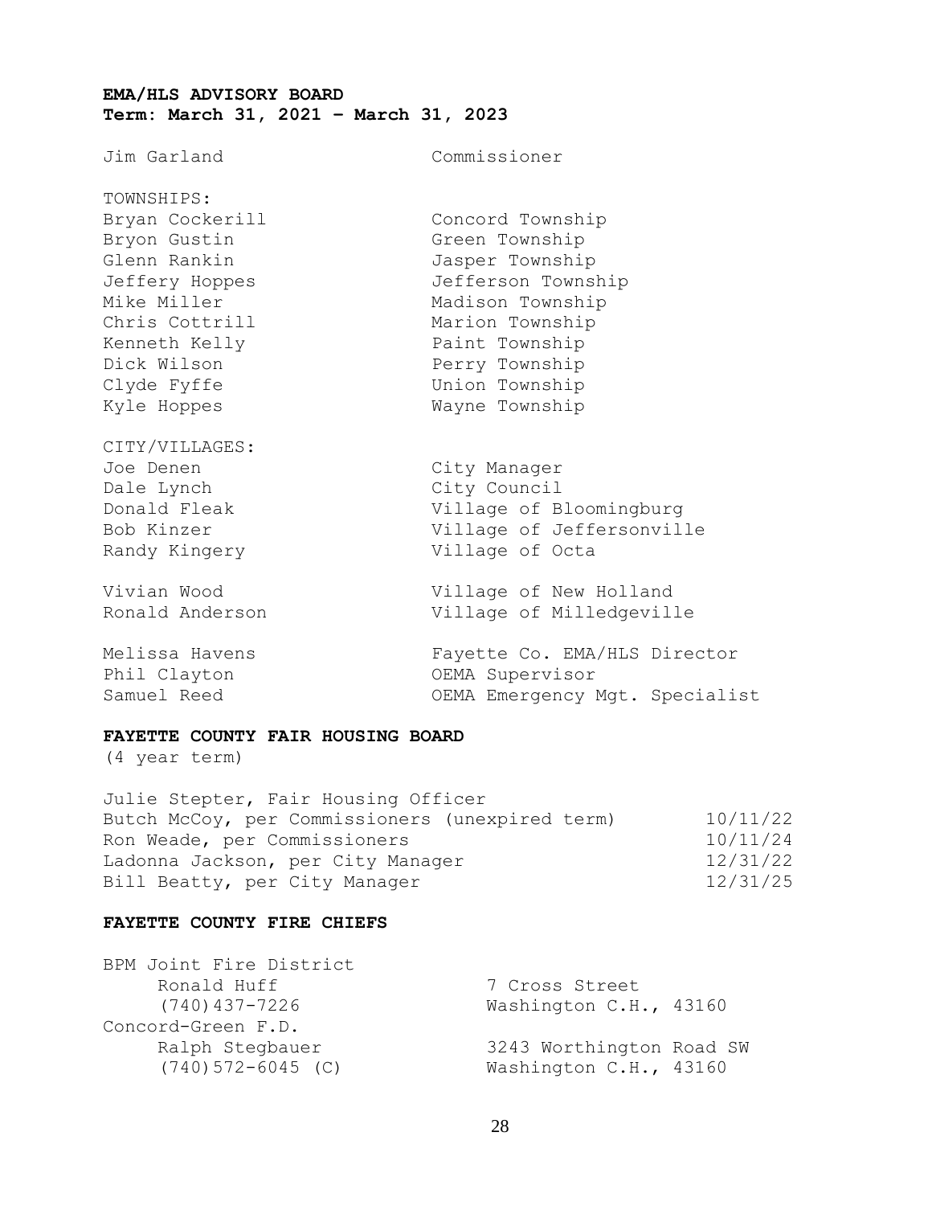**EMA/HLS ADVISORY BOARD**
**Term: March 31, 2021 – March 31, 2023**

| | |
|---|---|
| Jim Garland | Commissioner |
| TOWNSHIPS: | |
| Bryan Cockerill | Concord Township |
| Bryon Gustin | Green Township |
| Glenn Rankin | Jasper Township |
| Jeffery Hoppes | Jefferson Township |
| Mike Miller | Madison Township |
| Chris Cottrill | Marion Township |
| Kenneth Kelly | Paint Township |
| Dick Wilson | Perry Township |
| Clyde Fyffe | Union Township |
| Kyle Hoppes | Wayne Township |
| CITY/VILLAGES: | |
| Joe Denen | City Manager |
| Dale Lynch | City Council |
| Donald Fleak | Village of Bloomingburg |
| Bob Kinzer | Village of Jeffersonville |
| Randy Kingery | Village of Octa |
| Vivian Wood | Village of New Holland |
| Ronald Anderson | Village of Milledgeville |
| Melissa Havens | Fayette Co. EMA/HLS Director |
| Phil Clayton | OEMA Supervisor |
| Samuel Reed | OEMA Emergency Mgt. Specialist |

**FAYETTE COUNTY FAIR HOUSING BOARD**
(4 year term)

| | |
|---|---|
| Julie Stepter, Fair Housing Officer | |
| Butch McCoy, per Commissioners (unexpired term) | 10/11/22 |
| Ron Weade, per Commissioners | 10/11/24 |
| Ladonna Jackson, per City Manager | 12/31/22 |
| Bill Beatty, per City Manager | 12/31/25 |

**FAYETTE COUNTY FIRE CHIEFS**

BPM Joint Fire District
- Ronald Huff — 7 Cross Street
- (740)437-7226 — Washington C.H., 43160

Concord-Green F.D.
- Ralph Stegbauer — 3243 Worthington Road SW
- (740)572-6045 (C) — Washington C.H., 43160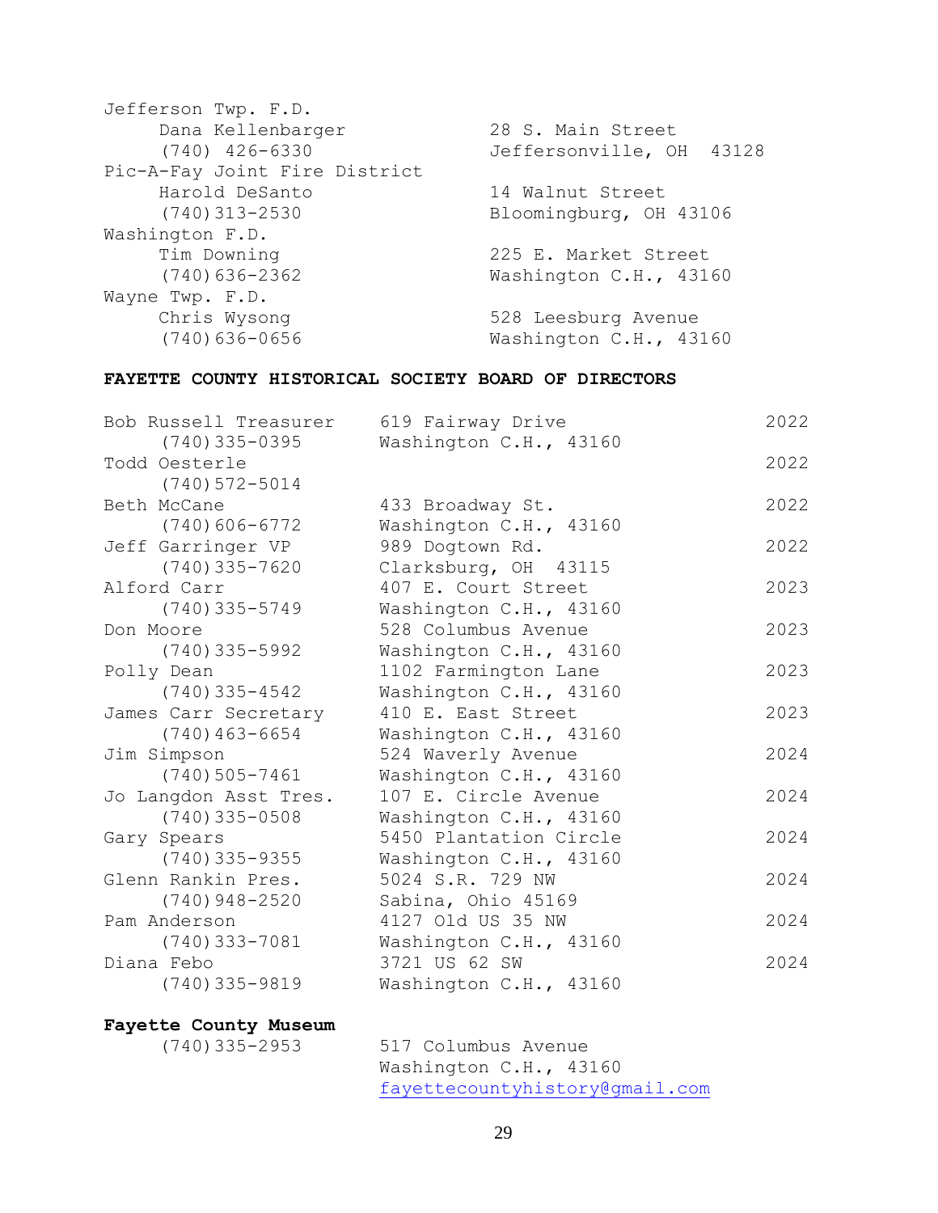Jefferson Twp. F.D.
Dana Kellenbarger — 28 S. Main Street
(740) 426-6330 — Jeffersonville, OH 43128

Pic-A-Fay Joint Fire District
Harold DeSanto — 14 Walnut Street
(740)313-2530 — Bloomingburg, OH 43106

Washington F.D.
Tim Downing — 225 E. Market Street
(740)636-2362 — Washington C.H., 43160

Wayne Twp. F.D.
Chris Wysong — 528 Leesburg Avenue
(740)636-0656 — Washington C.H., 43160

**FAYETTE COUNTY HISTORICAL SOCIETY BOARD OF DIRECTORS**

| Name | Address | Term |
|---|---|---|
| Bob Russell Treasurer (740)335-0395 | 619 Fairway Drive Washington C.H., 43160 | 2022 |
| Todd Oesterle (740)572-5014 | | 2022 |
| Beth McCane (740)606-6772 | 433 Broadway St. Washington C.H., 43160 | 2022 |
| Jeff Garringer VP (740)335-7620 | 989 Dogtown Rd. Clarksburg, OH 43115 | 2022 |
| Alford Carr (740)335-5749 | 407 E. Court Street Washington C.H., 43160 | 2023 |
| Don Moore (740)335-5992 | 528 Columbus Avenue Washington C.H., 43160 | 2023 |
| Polly Dean (740)335-4542 | 1102 Farmington Lane Washington C.H., 43160 | 2023 |
| James Carr Secretary (740)463-6654 | 410 E. East Street Washington C.H., 43160 | 2023 |
| Jim Simpson (740)505-7461 | 524 Waverly Avenue Washington C.H., 43160 | 2024 |
| Jo Langdon Asst Tres. (740)335-0508 | 107 E. Circle Avenue Washington C.H., 43160 | 2024 |
| Gary Spears (740)335-9355 | 5450 Plantation Circle Washington C.H., 43160 | 2024 |
| Glenn Rankin Pres. (740)948-2520 | 5024 S.R. 729 NW Sabina, Ohio 45169 | 2024 |
| Pam Anderson (740)333-7081 | 4127 Old US 35 NW Washington C.H., 43160 | 2024 |
| Diana Febo (740)335-9819 | 3721 US 62 SW Washington C.H., 43160 | 2024 |

**Fayette County Museum**
(740)335-2953 — 517 Columbus Avenue
Washington C.H., 43160
fayettecountyhistory@gmail.com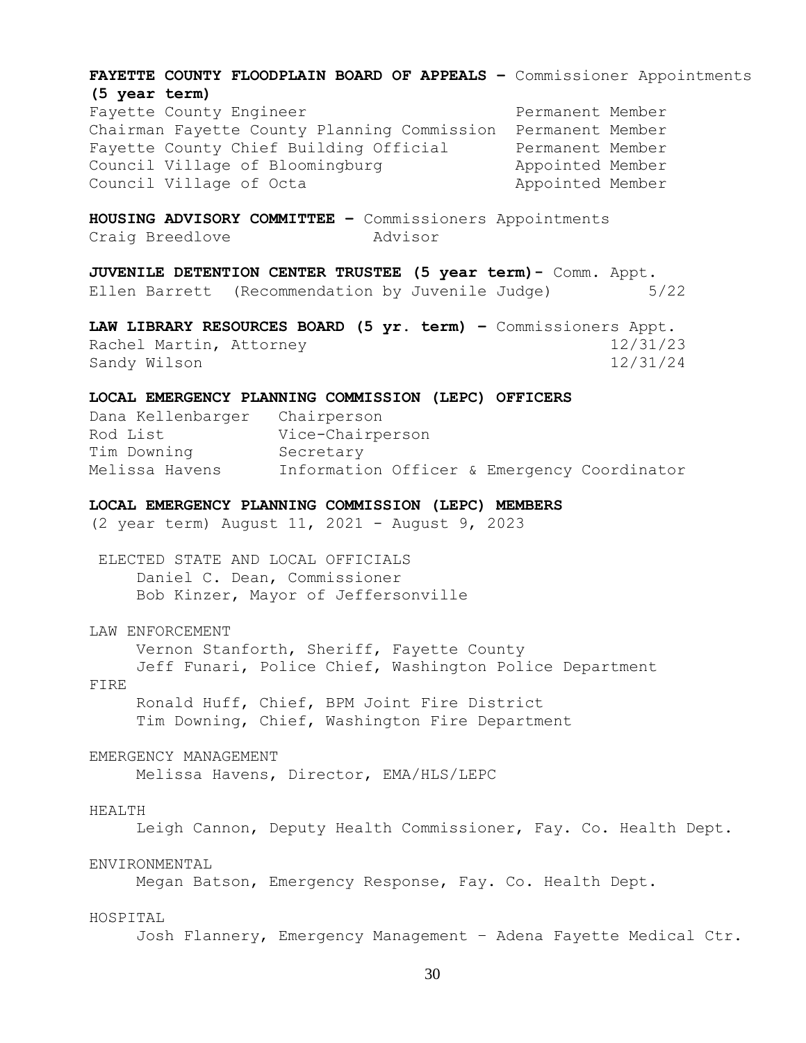**FAYETTE COUNTY FLOODPLAIN BOARD OF APPEALS –** Commissioner Appointments **(5 year term)**

| | |
|---|---|
| Fayette County Engineer | Permanent Member |
| Chairman Fayette County Planning Commission | Permanent Member |
| Fayette County Chief Building Official | Permanent Member |
| Council Village of Bloomingburg | Appointed Member |
| Council Village of Octa | Appointed Member |

**HOUSING ADVISORY COMMITTEE –** Commissioners Appointments

Craig Breedlove Advisor

**JUVENILE DETENTION CENTER TRUSTEE (5 year term)-** Comm. Appt.

Ellen Barrett (Recommendation by Juvenile Judge) 5/22

**LAW LIBRARY RESOURCES BOARD (5 yr. term) –** Commissioners Appt.

| | |
|---|---|
| Rachel Martin, Attorney | 12/31/23 |
| Sandy Wilson | 12/31/24 |

**LOCAL EMERGENCY PLANNING COMMISSION (LEPC) OFFICERS**

| | |
|---|---|
| Dana Kellenbarger | Chairperson |
| Rod List | Vice-Chairperson |
| Tim Downing | Secretary |
| Melissa Havens | Information Officer & Emergency Coordinator |

**LOCAL EMERGENCY PLANNING COMMISSION (LEPC) MEMBERS**

(2 year term) August 11, 2021 - August 9, 2023

ELECTED STATE AND LOCAL OFFICIALS
- Daniel C. Dean, Commissioner
- Bob Kinzer, Mayor of Jeffersonville

LAW ENFORCEMENT
- Vernon Stanforth, Sheriff, Fayette County
- Jeff Funari, Police Chief, Washington Police Department

FIRE
- Ronald Huff, Chief, BPM Joint Fire District
- Tim Downing, Chief, Washington Fire Department

EMERGENCY MANAGEMENT
- Melissa Havens, Director, EMA/HLS/LEPC

HEALTH
- Leigh Cannon, Deputy Health Commissioner, Fay. Co. Health Dept.

ENVIRONMENTAL
- Megan Batson, Emergency Response, Fay. Co. Health Dept.

HOSPITAL
- Josh Flannery, Emergency Management – Adena Fayette Medical Ctr.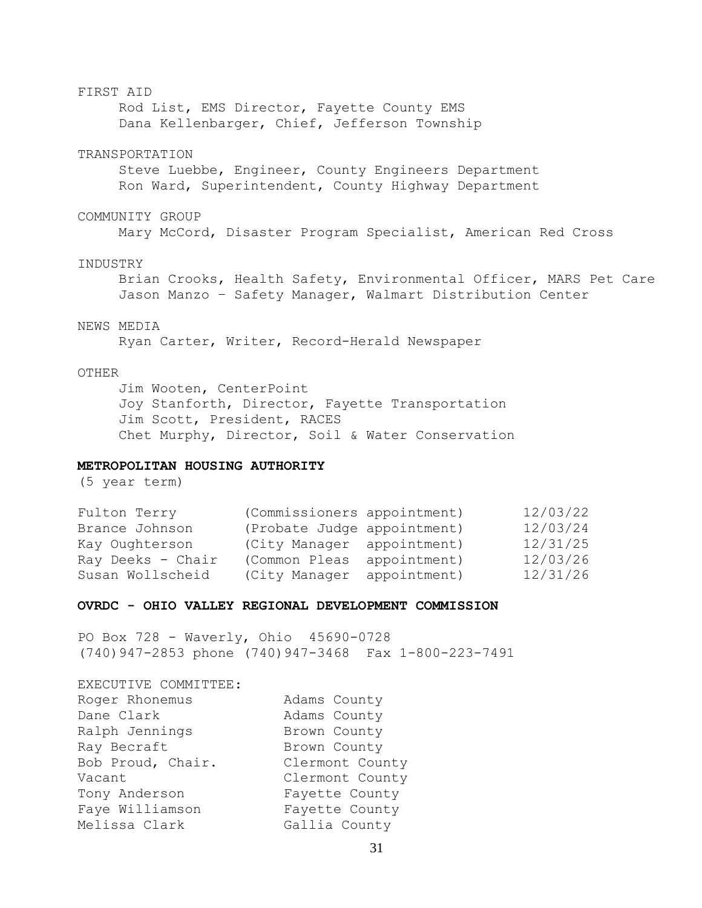FIRST AID

Rod List, EMS Director, Fayette County EMS
Dana Kellenbarger, Chief, Jefferson Township

TRANSPORTATION

Steve Luebbe, Engineer, County Engineers Department
Ron Ward, Superintendent, County Highway Department

COMMUNITY GROUP

Mary McCord, Disaster Program Specialist, American Red Cross

INDUSTRY

Brian Crooks, Health Safety, Environmental Officer, MARS Pet Care
Jason Manzo – Safety Manager, Walmart Distribution Center

NEWS MEDIA

Ryan Carter, Writer, Record-Herald Newspaper

OTHER

Jim Wooten, CenterPoint
Joy Stanforth, Director, Fayette Transportation
Jim Scott, President, RACES
Chet Murphy, Director, Soil & Water Conservation

**METROPOLITAN HOUSING AUTHORITY**

(5 year term)

| | | |
|---|---|---|
| Fulton Terry | (Commissioners appointment) | 12/03/22 |
| Brance Johnson | (Probate Judge appointment) | 12/03/24 |
| Kay Oughterson | (City Manager appointment) | 12/31/25 |
| Ray Deeks - Chair | (Common Pleas appointment) | 12/03/26 |
| Susan Wollscheid | (City Manager appointment) | 12/31/26 |

**OVRDC - OHIO VALLEY REGIONAL DEVELOPMENT COMMISSION**

PO Box 728 - Waverly, Ohio 45690-0728
(740)947-2853 phone (740)947-3468 Fax 1-800-223-7491

EXECUTIVE COMMITTEE:

| | |
|---|---|
| Roger Rhonemus | Adams County |
| Dane Clark | Adams County |
| Ralph Jennings | Brown County |
| Ray Becraft | Brown County |
| Bob Proud, Chair. | Clermont County |
| Vacant | Clermont County |
| Tony Anderson | Fayette County |
| Faye Williamson | Fayette County |
| Melissa Clark | Gallia County |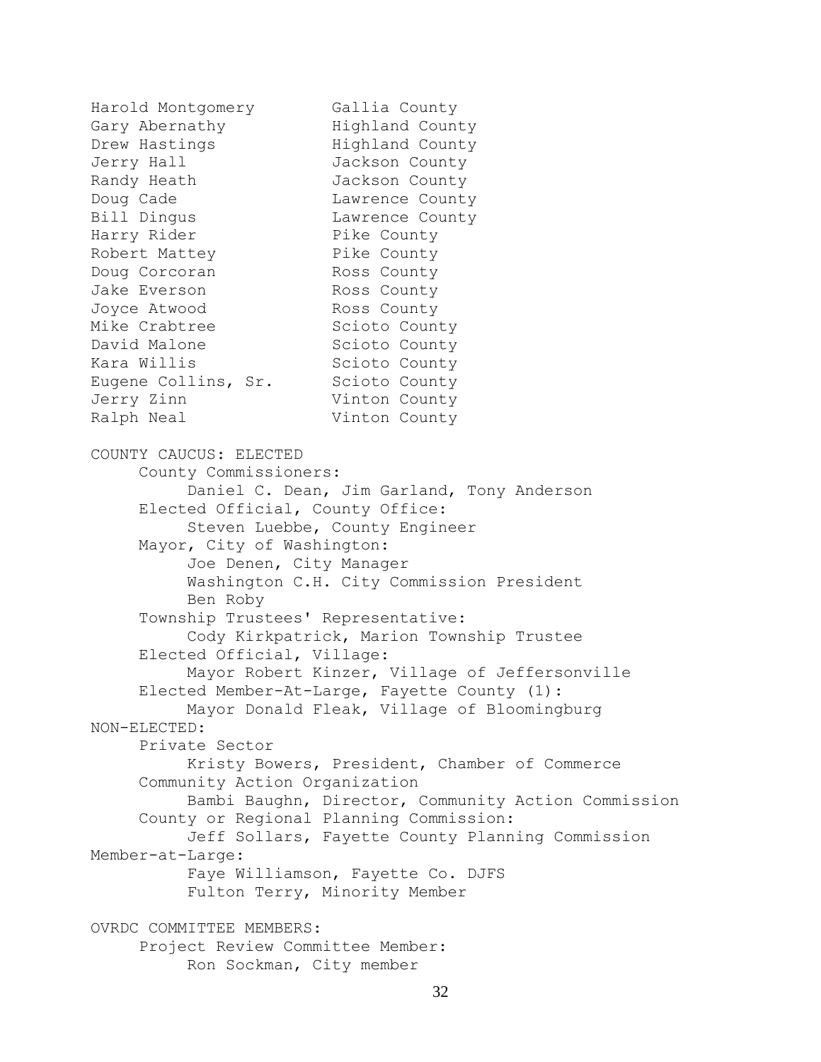| | |
|---|---|
| Harold Montgomery | Gallia County |
| Gary Abernathy | Highland County |
| Drew Hastings | Highland County |
| Jerry Hall | Jackson County |
| Randy Heath | Jackson County |
| Doug Cade | Lawrence County |
| Bill Dingus | Lawrence County |
| Harry Rider | Pike County |
| Robert Mattey | Pike County |
| Doug Corcoran | Ross County |
| Jake Everson | Ross County |
| Joyce Atwood | Ross County |
| Mike Crabtree | Scioto County |
| David Malone | Scioto County |
| Kara Willis | Scioto County |
| Eugene Collins, Sr. | Scioto County |
| Jerry Zinn | Vinton County |
| Ralph Neal | Vinton County |

COUNTY CAUCUS: ELECTED

- County Commissioners:
  - Daniel C. Dean, Jim Garland, Tony Anderson
- Elected Official, County Office:
  - Steven Luebbe, County Engineer
- Mayor, City of Washington:
  - Joe Denen, City Manager
  - Washington C.H. City Commission President
  - Ben Roby
- Township Trustees' Representative:
  - Cody Kirkpatrick, Marion Township Trustee
- Elected Official, Village:
  - Mayor Robert Kinzer, Village of Jeffersonville
- Elected Member-At-Large, Fayette County (1):
  - Mayor Donald Fleak, Village of Bloomingburg

NON-ELECTED:

- Private Sector
  - Kristy Bowers, President, Chamber of Commerce
- Community Action Organization
  - Bambi Baughn, Director, Community Action Commission
- County or Regional Planning Commission:
  - Jeff Sollars, Fayette County Planning Commission

Member-at-Large:

- Faye Williamson, Fayette Co. DJFS
- Fulton Terry, Minority Member

OVRDC COMMITTEE MEMBERS:

- Project Review Committee Member:
  - Ron Sockman, City member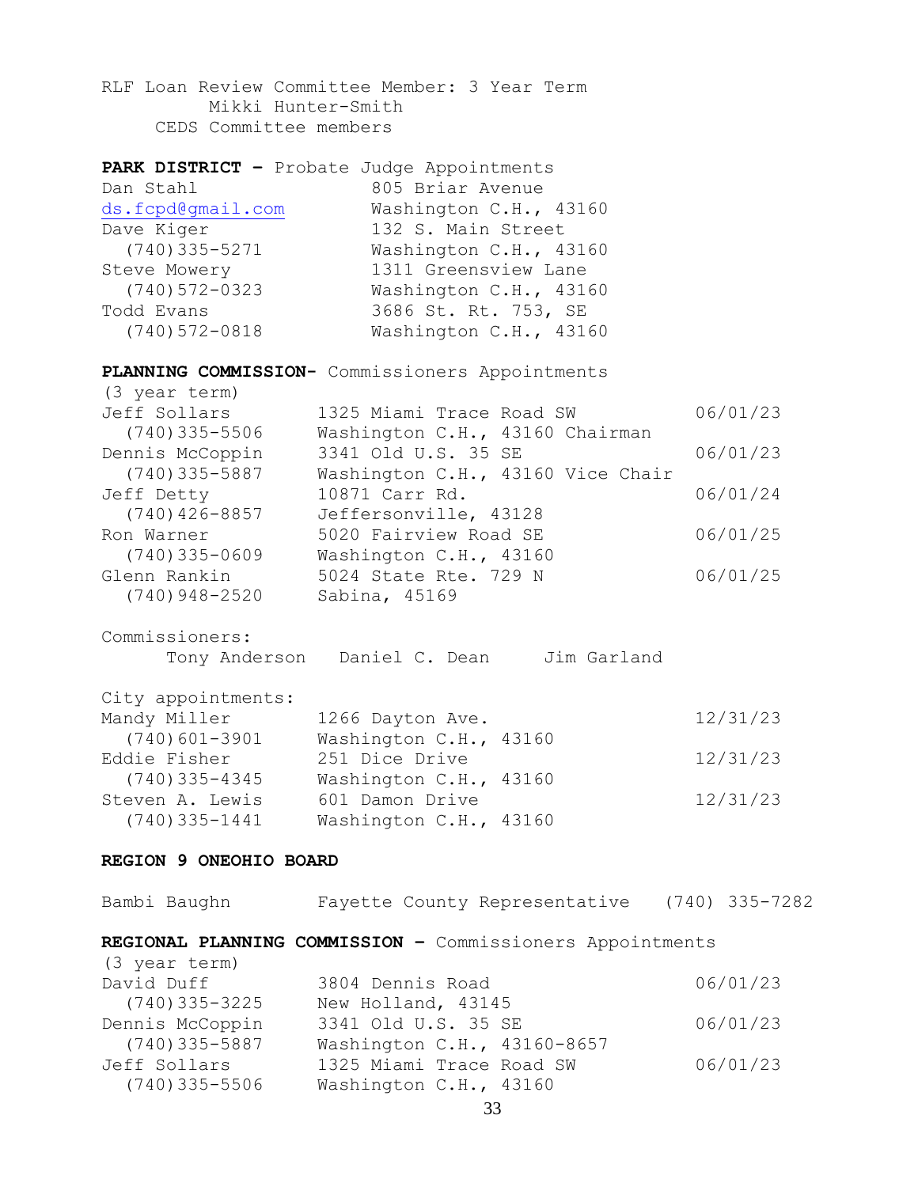RLF Loan Review Committee Member: 3 Year Term
Mikki Hunter-Smith
CEDS Committee members

**PARK DISTRICT –** Probate Judge Appointments

| | |
|---|---|
| Dan Stahl | 805 Briar Avenue |
| ds.fcpd@gmail.com | Washington C.H., 43160 |
| Dave Kiger | 132 S. Main Street |
| (740)335-5271 | Washington C.H., 43160 |
| Steve Mowery | 1311 Greensview Lane |
| (740)572-0323 | Washington C.H., 43160 |
| Todd Evans | 3686 St. Rt. 753, SE |
| (740)572-0818 | Washington C.H., 43160 |

**PLANNING COMMISSION-** Commissioners Appointments
(3 year term)

| | | |
|---|---|---|
| Jeff Sollars | 1325 Miami Trace Road SW | 06/01/23 |
| (740)335-5506 | Washington C.H., 43160 Chairman | |
| Dennis McCoppin | 3341 Old U.S. 35 SE | 06/01/23 |
| (740)335-5887 | Washington C.H., 43160 Vice Chair | |
| Jeff Detty | 10871 Carr Rd. | 06/01/24 |
| (740)426-8857 | Jeffersonville, 43128 | |
| Ron Warner | 5020 Fairview Road SE | 06/01/25 |
| (740)335-0609 | Washington C.H., 43160 | |
| Glenn Rankin | 5024 State Rte. 729 N | 06/01/25 |
| (740)948-2520 | Sabina, 45169 | |

Commissioners:
Tony Anderson Daniel C. Dean Jim Garland

City appointments:

| | | |
|---|---|---|
| Mandy Miller | 1266 Dayton Ave. | 12/31/23 |
| (740)601-3901 | Washington C.H., 43160 | |
| Eddie Fisher | 251 Dice Drive | 12/31/23 |
| (740)335-4345 | Washington C.H., 43160 | |
| Steven A. Lewis | 601 Damon Drive | 12/31/23 |
| (740)335-1441 | Washington C.H., 43160 | |

**REGION 9 ONEOHIO BOARD**

Bambi Baughn Fayette County Representative (740) 335-7282

**REGIONAL PLANNING COMMISSION –** Commissioners Appointments
(3 year term)

| | | |
|---|---|---|
| David Duff | 3804 Dennis Road | 06/01/23 |
| (740)335-3225 | New Holland, 43145 | |
| Dennis McCoppin | 3341 Old U.S. 35 SE | 06/01/23 |
| (740)335-5887 | Washington C.H., 43160-8657 | |
| Jeff Sollars | 1325 Miami Trace Road SW | 06/01/23 |
| (740)335-5506 | Washington C.H., 43160 | |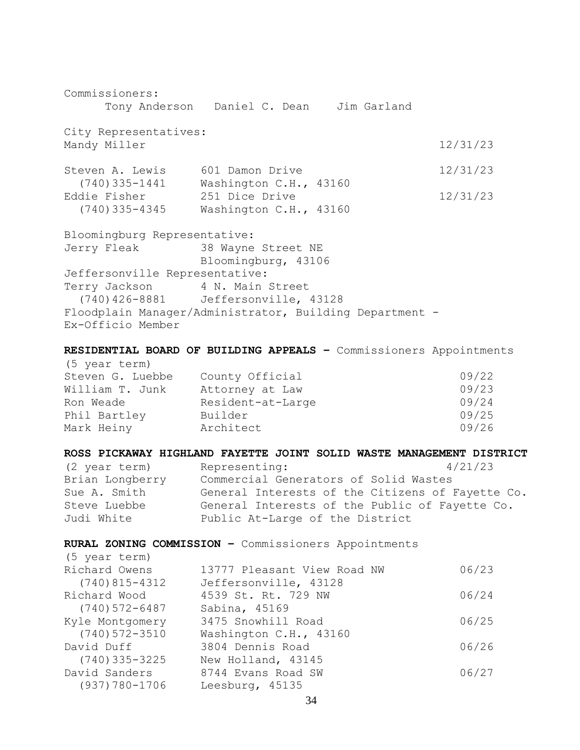Commissioners:
Tony Anderson   Daniel C. Dean   Jim Garland

City Representatives:

| | | |
|---|---|---|
| Mandy Miller | | 12/31/23 |
| Steven A. Lewis (740)335-1441 | 601 Damon Drive Washington C.H., 43160 | 12/31/23 |
| Eddie Fisher (740)335-4345 | 251 Dice Drive Washington C.H., 43160 | 12/31/23 |

Bloomingburg Representative:
Jerry Fleak — 38 Wayne Street NE, Bloomingburg, 43106

Jeffersonville Representative:
Terry Jackson (740)426-8881 — 4 N. Main Street, Jeffersonville, 43128

Floodplain Manager/Administrator, Building Department - Ex-Officio Member

**RESIDENTIAL BOARD OF BUILDING APPEALS –** Commissioners Appointments
(5 year term)

| | | |
|---|---|---|
| Steven G. Luebbe | County Official | 09/22 |
| William T. Junk | Attorney at Law | 09/23 |
| Ron Weade | Resident-at-Large | 09/24 |
| Phil Bartley | Builder | 09/25 |
| Mark Heiny | Architect | 09/26 |

**ROSS PICKAWAY HIGHLAND FAYETTE JOINT SOLID WASTE MANAGEMENT DISTRICT**

| (2 year term) | Representing: | 4/21/23 |
|---|---|---|
| Brian Longberry | Commercial Generators of Solid Wastes | |
| Sue A. Smith | General Interests of the Citizens of Fayette Co. | |
| Steve Luebbe | General Interests of the Public of Fayette Co. | |
| Judi White | Public At-Large of the District | |

**RURAL ZONING COMMISSION –** Commissioners Appointments
(5 year term)

| | | |
|---|---|---|
| Richard Owens (740)815-4312 | 13777 Pleasant View Road NW Jeffersonville, 43128 | 06/23 |
| Richard Wood (740)572-6487 | 4539 St. Rt. 729 NW Sabina, 45169 | 06/24 |
| Kyle Montgomery (740)572-3510 | 3475 Snowhill Road Washington C.H., 43160 | 06/25 |
| David Duff (740)335-3225 | 3804 Dennis Road New Holland, 43145 | 06/26 |
| David Sanders (937)780-1706 | 8744 Evans Road SW Leesburg, 45135 | 06/27 |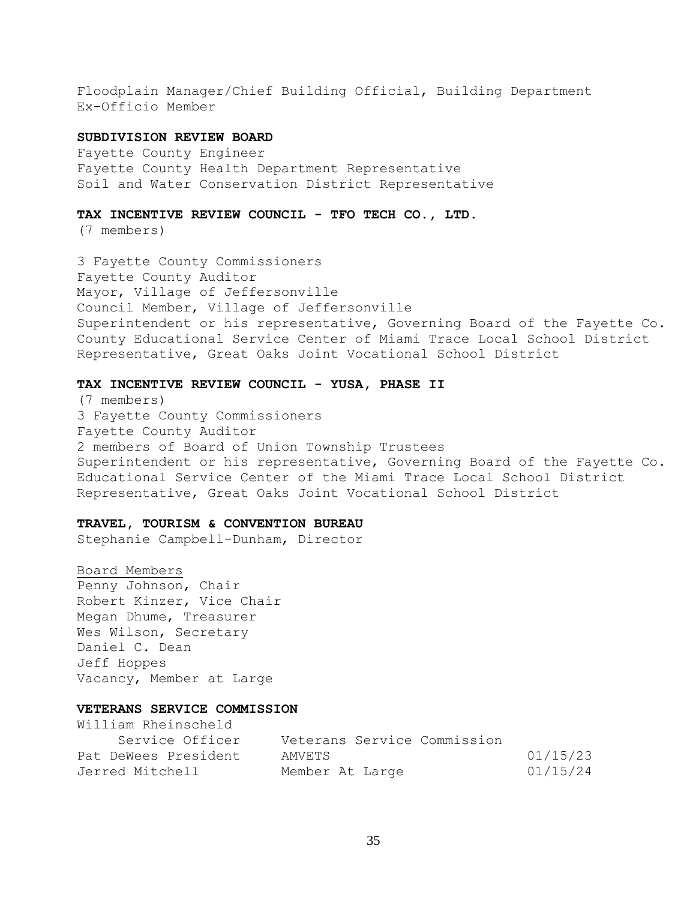Floodplain Manager/Chief Building Official, Building Department
Ex-Officio Member

**SUBDIVISION REVIEW BOARD**
Fayette County Engineer
Fayette County Health Department Representative
Soil and Water Conservation District Representative

**TAX INCENTIVE REVIEW COUNCIL - TFO TECH CO., LTD.**
(7 members)

3 Fayette County Commissioners
Fayette County Auditor
Mayor, Village of Jeffersonville
Council Member, Village of Jeffersonville
Superintendent or his representative, Governing Board of the Fayette Co. County Educational Service Center of Miami Trace Local School District
Representative, Great Oaks Joint Vocational School District

**TAX INCENTIVE REVIEW COUNCIL - YUSA, PHASE II**
(7 members)
3 Fayette County Commissioners
Fayette County Auditor
2 members of Board of Union Township Trustees
Superintendent or his representative, Governing Board of the Fayette Co. Educational Service Center of the Miami Trace Local School District
Representative, Great Oaks Joint Vocational School District

**TRAVEL, TOURISM & CONVENTION BUREAU**
Stephanie Campbell-Dunham, Director

<u>Board Members</u>
Penny Johnson, Chair
Robert Kinzer, Vice Chair
Megan Dhume, Treasurer
Wes Wilson, Secretary
Daniel C. Dean
Jeff Hoppes
Vacancy, Member at Large

**VETERANS SERVICE COMMISSION**

| | | |
|---|---|---|
| William Rheinscheld Service Officer | Veterans Service Commission | |
| Pat DeWees President | AMVETS | 01/15/23 |
| Jerred Mitchell | Member At Large | 01/15/24 |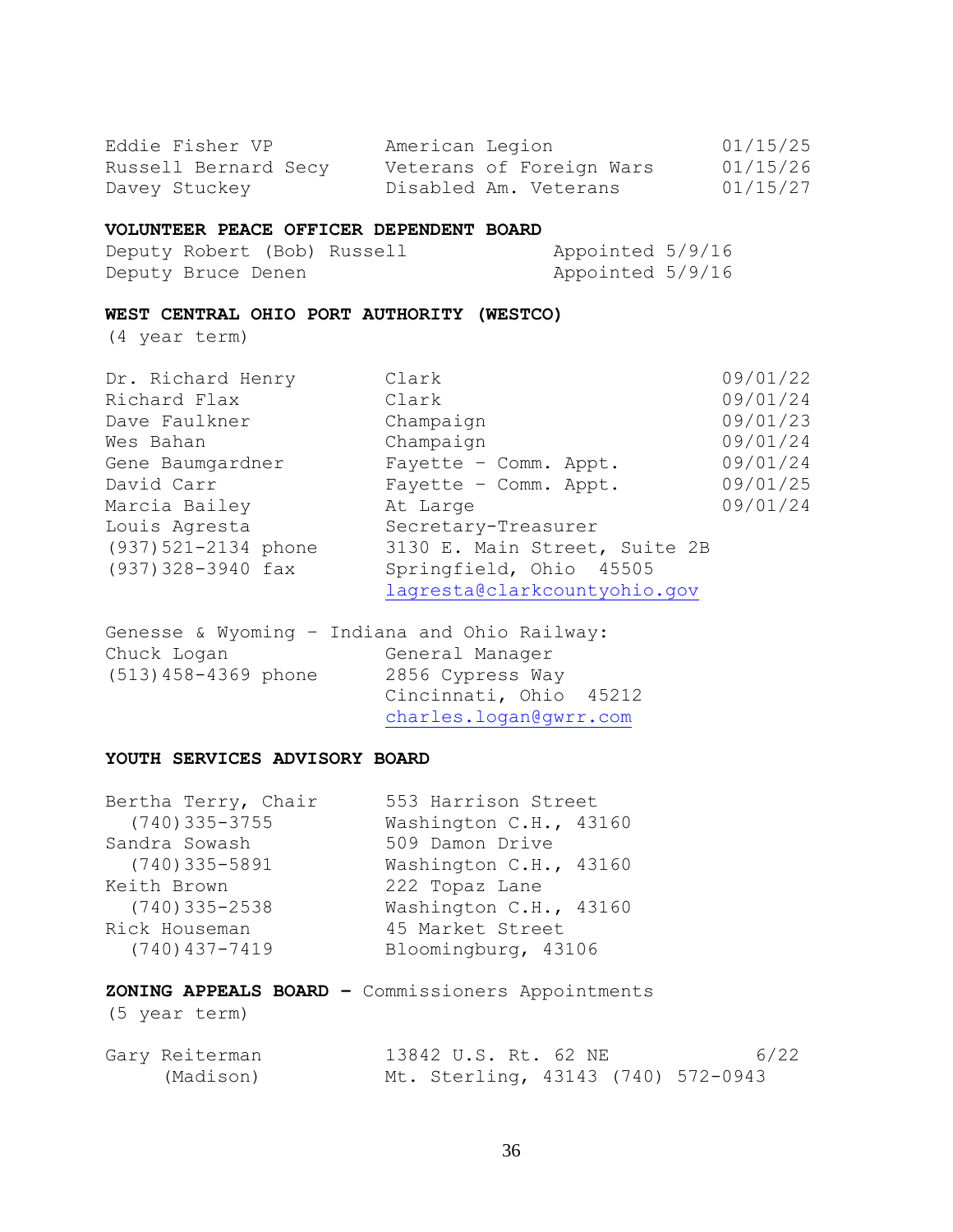| | | |
|---|---|---|
| Eddie Fisher VP | American Legion | 01/15/25 |
| Russell Bernard Secy | Veterans of Foreign Wars | 01/15/26 |
| Davey Stuckey | Disabled Am. Veterans | 01/15/27 |

**VOLUNTEER PEACE OFFICER DEPENDENT BOARD**

| | |
|---|---|
| Deputy Robert (Bob) Russell | Appointed 5/9/16 |
| Deputy Bruce Denen | Appointed 5/9/16 |

**WEST CENTRAL OHIO PORT AUTHORITY (WESTCO)**
(4 year term)

| | | |
|---|---|---|
| Dr. Richard Henry | Clark | 09/01/22 |
| Richard Flax | Clark | 09/01/24 |
| Dave Faulkner | Champaign | 09/01/23 |
| Wes Bahan | Champaign | 09/01/24 |
| Gene Baumgardner | Fayette – Comm. Appt. | 09/01/24 |
| David Carr | Fayette – Comm. Appt. | 09/01/25 |
| Marcia Bailey | At Large | 09/01/24 |
| Louis Agresta | Secretary-Treasurer | |
| (937)521-2134 phone | 3130 E. Main Street, Suite 2B | |
| (937)328-3940 fax | Springfield, Ohio 45505 | |
| | lagresta@clarkcountyohio.gov | |

Genesse & Wyoming – Indiana and Ohio Railway:

| | |
|---|---|
| Chuck Logan | General Manager |
| (513)458-4369 phone | 2856 Cypress Way |
| | Cincinnati, Ohio 45212 |
| | charles.logan@gwrr.com |

**YOUTH SERVICES ADVISORY BOARD**

| | |
|---|---|
| Bertha Terry, Chair | 553 Harrison Street |
| (740)335-3755 | Washington C.H., 43160 |
| Sandra Sowash | 509 Damon Drive |
| (740)335-5891 | Washington C.H., 43160 |
| Keith Brown | 222 Topaz Lane |
| (740)335-2538 | Washington C.H., 43160 |
| Rick Houseman | 45 Market Street |
| (740)437-7419 | Bloomingburg, 43106 |

**ZONING APPEALS BOARD –** Commissioners Appointments
(5 year term)

| | | |
|---|---|---|
| Gary Reiterman | 13842 U.S. Rt. 62 NE | 6/22 |
| (Madison) | Mt. Sterling, 43143 (740) 572-0943 | |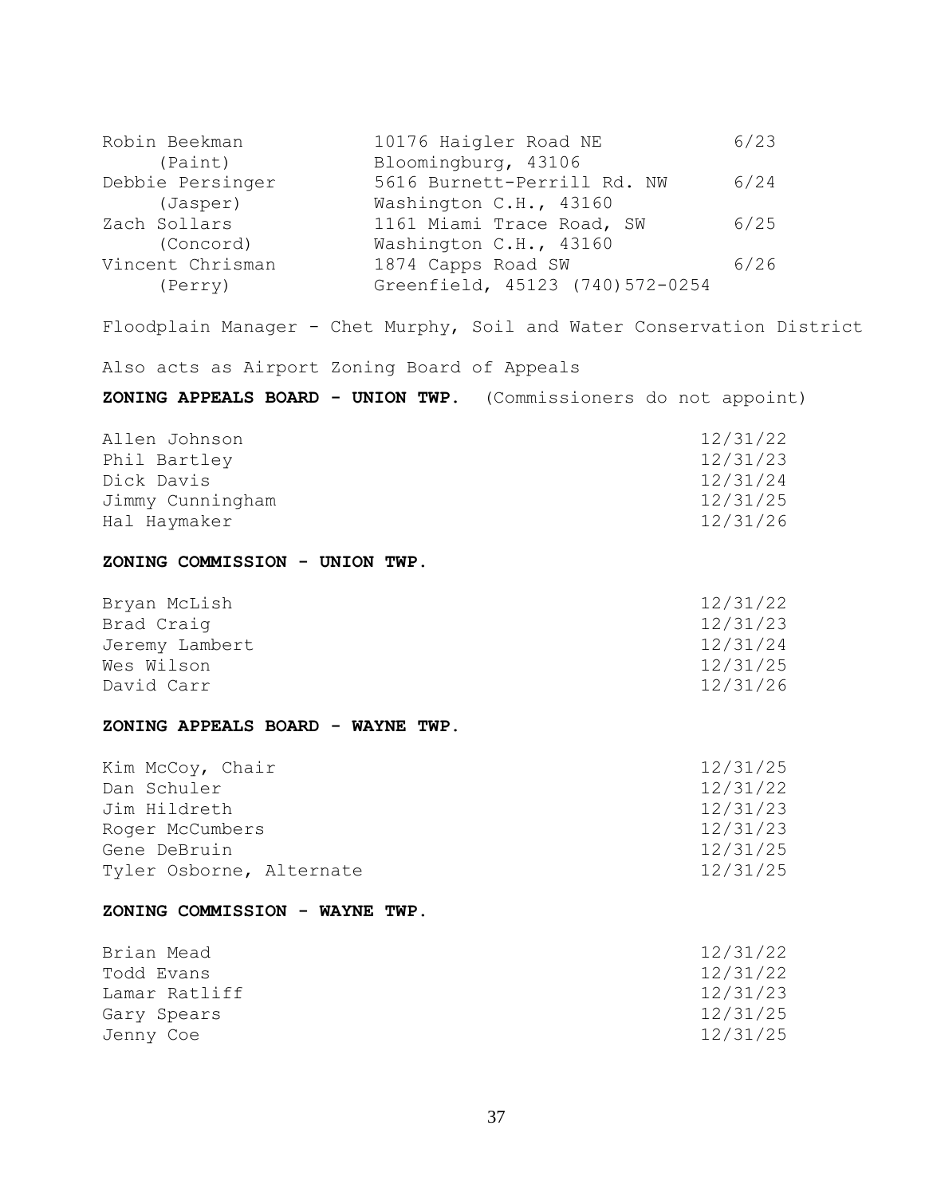| | | |
|---|---|---|
| Robin Beekman (Paint) | 10176 Haigler Road NE Bloomingburg, 43106 | 6/23 |
| Debbie Persinger (Jasper) | 5616 Burnett-Perrill Rd. NW Washington C.H., 43160 | 6/24 |
| Zach Sollars (Concord) | 1161 Miami Trace Road, SW Washington C.H., 43160 | 6/25 |
| Vincent Chrisman (Perry) | 1874 Capps Road SW Greenfield, 45123 (740)572-0254 | 6/26 |

Floodplain Manager - Chet Murphy, Soil and Water Conservation District

Also acts as Airport Zoning Board of Appeals

**ZONING APPEALS BOARD - UNION TWP.** (Commissioners do not appoint)

| | |
|---|---|
| Allen Johnson | 12/31/22 |
| Phil Bartley | 12/31/23 |
| Dick Davis | 12/31/24 |
| Jimmy Cunningham | 12/31/25 |
| Hal Haymaker | 12/31/26 |

**ZONING COMMISSION - UNION TWP.**

| | |
|---|---|
| Bryan McLish | 12/31/22 |
| Brad Craig | 12/31/23 |
| Jeremy Lambert | 12/31/24 |
| Wes Wilson | 12/31/25 |
| David Carr | 12/31/26 |

**ZONING APPEALS BOARD - WAYNE TWP.**

| | |
|---|---|
| Kim McCoy, Chair | 12/31/25 |
| Dan Schuler | 12/31/22 |
| Jim Hildreth | 12/31/23 |
| Roger McCumbers | 12/31/23 |
| Gene DeBruin | 12/31/25 |
| Tyler Osborne, Alternate | 12/31/25 |

**ZONING COMMISSION - WAYNE TWP.**

| | |
|---|---|
| Brian Mead | 12/31/22 |
| Todd Evans | 12/31/22 |
| Lamar Ratliff | 12/31/23 |
| Gary Spears | 12/31/25 |
| Jenny Coe | 12/31/25 |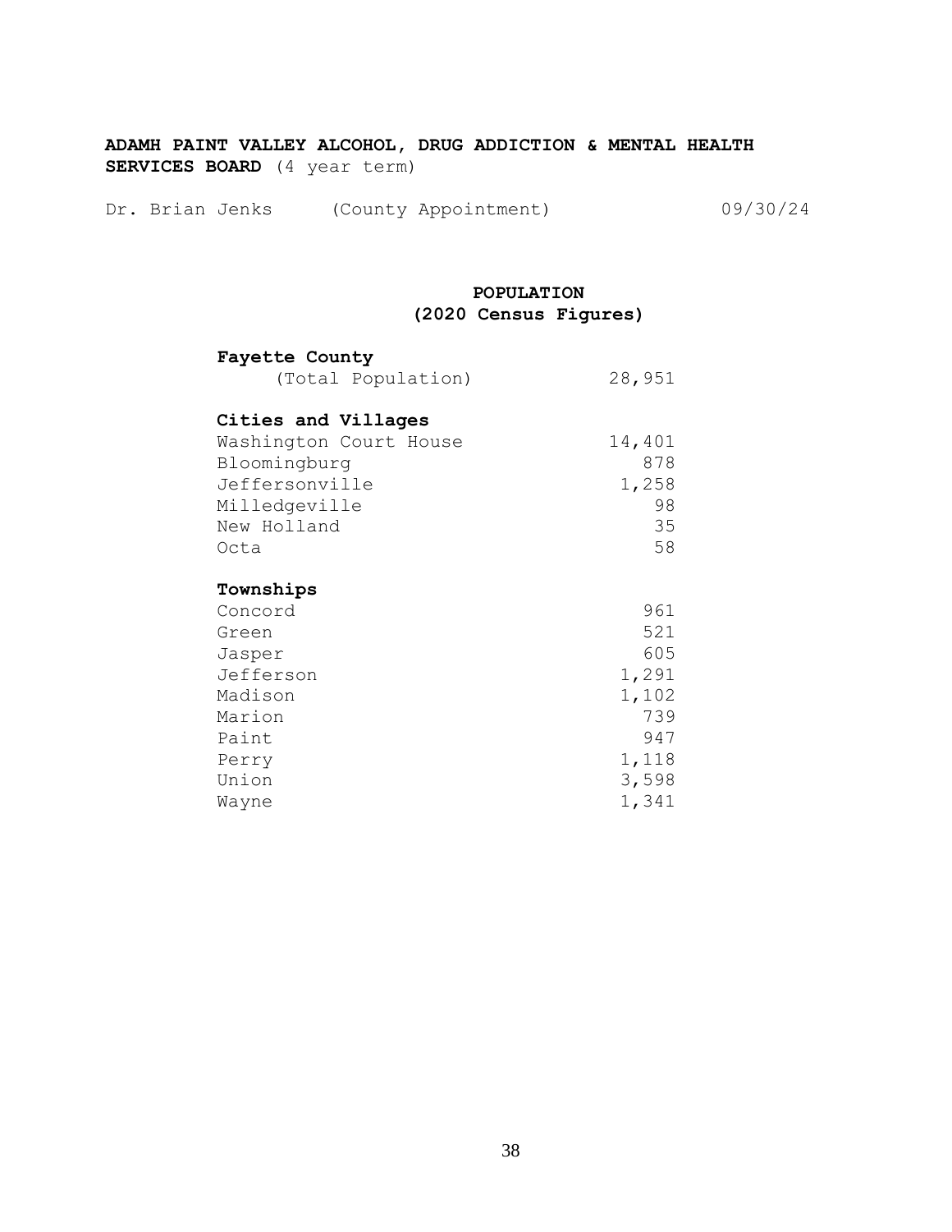**ADAMH PAINT VALLEY ALCOHOL, DRUG ADDICTION & MENTAL HEALTH SERVICES BOARD** (4 year term)

| | | |
|---|---|---|
| Dr. Brian Jenks | (County Appointment) | 09/30/24 |

## POPULATION
## (2020 Census Figures)

| | |
|---|---|
| **Fayette County** | |
| (Total Population) | 28,951 |
| **Cities and Villages** | |
| Washington Court House | 14,401 |
| Bloomingburg | 878 |
| Jeffersonville | 1,258 |
| Milledgeville | 98 |
| New Holland | 35 |
| Octa | 58 |
| **Townships** | |
| Concord | 961 |
| Green | 521 |
| Jasper | 605 |
| Jefferson | 1,291 |
| Madison | 1,102 |
| Marion | 739 |
| Paint | 947 |
| Perry | 1,118 |
| Union | 3,598 |
| Wayne | 1,341 |